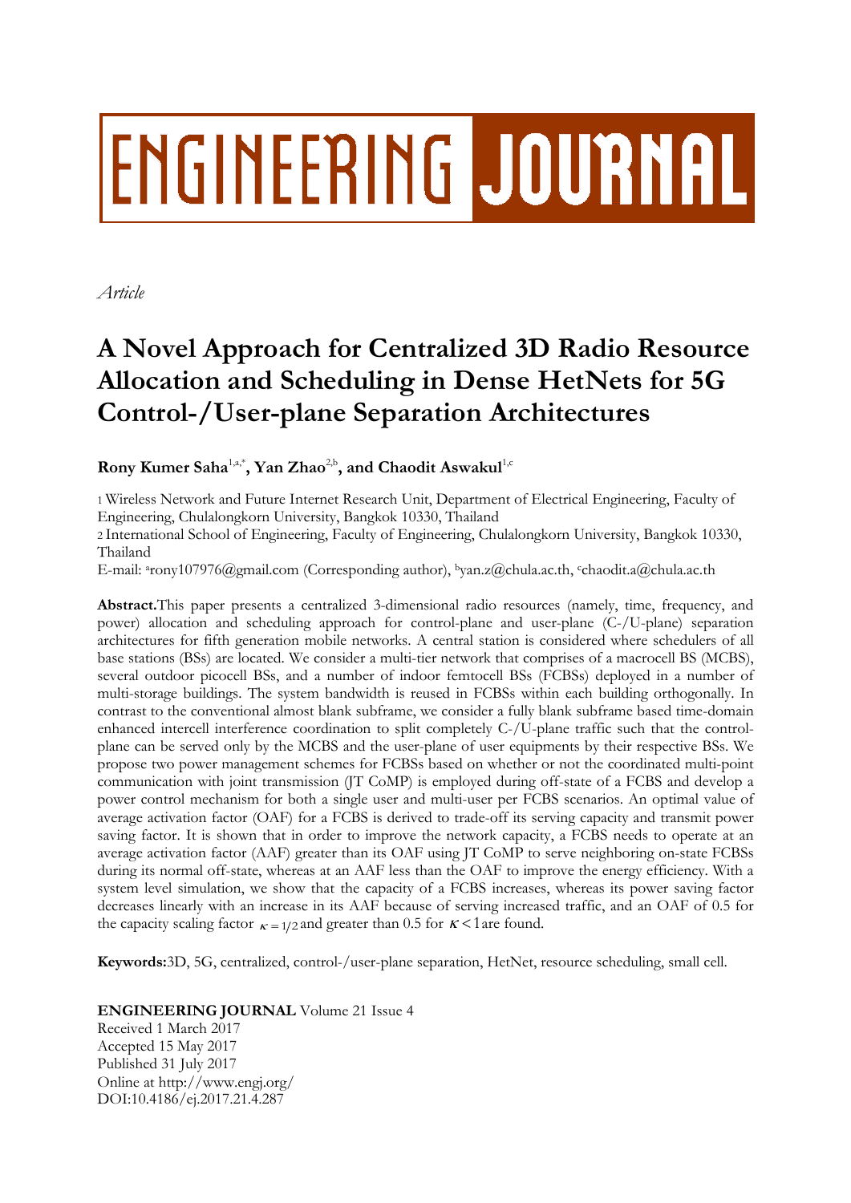ENGINEERING JOURNAL

*Article*

# A Novel Approach for Centralized 3D Radio Resource Allocation and Scheduling in Dense HetNets for 5G Control-/User-plane Separation Architectures

**Rony Kumer Saha**[1,a,*], **Yan Zhao**[2,b], **and Chaodit Aswakul**[1,c]

1 Wireless Network and Future Internet Research Unit, Department of Electrical Engineering, Faculty of Engineering, Chulalongkorn University, Bangkok 10330, Thailand

2 International School of Engineering, Faculty of Engineering, Chulalongkorn University, Bangkok 10330, Thailand

E-mail: [a]rony107976@gmail.com (Corresponding author), [b]yan.z@chula.ac.th, [c]chaodit.a@chula.ac.th

**Abstract.** This paper presents a centralized 3-dimensional radio resources (namely, time, frequency, and power) allocation and scheduling approach for control-plane and user-plane (C-/U-plane) separation architectures for fifth generation mobile networks. A central station is considered where schedulers of all base stations (BSs) are located. We consider a multi-tier network that comprises of a macrocell BS (MCBS), several outdoor picocell BSs, and a number of indoor femtocell BSs (FCBSs) deployed in a number of multi-storage buildings. The system bandwidth is reused in FCBSs within each building orthogonally. In contrast to the conventional almost blank subframe, we consider a fully blank subframe based time-domain enhanced intercell interference coordination to split completely C-/U-plane traffic such that the control-plane can be served only by the MCBS and the user-plane of user equipments by their respective BSs. We propose two power management schemes for FCBSs based on whether or not the coordinated multi-point communication with joint transmission (JT CoMP) is employed during off-state of a FCBS and develop a power control mechanism for both a single user and multi-user per FCBS scenarios. An optimal value of average activation factor (OAF) for a FCBS is derived to trade-off its serving capacity and transmit power saving factor. It is shown that in order to improve the network capacity, a FCBS needs to operate at an average activation factor (AAF) greater than its OAF using JT CoMP to serve neighboring on-state FCBSs during its normal off-state, whereas at an AAF less than the OAF to improve the energy efficiency. With a system level simulation, we show that the capacity of a FCBS increases, whereas its power saving factor decreases linearly with an increase in its AAF because of serving increased traffic, and an OAF of 0.5 for the capacity scaling factor $\kappa = 1/2$ and greater than 0.5 for $\kappa < 1$ are found.

**Keywords:** 3D, 5G, centralized, control-/user-plane separation, HetNet, resource scheduling, small cell.

**ENGINEERING JOURNAL** Volume 21 Issue 4
Received 1 March 2017
Accepted 15 May 2017
Published 31 July 2017
Online at http://www.engj.org/
DOI:10.4186/ej.2017.21.4.287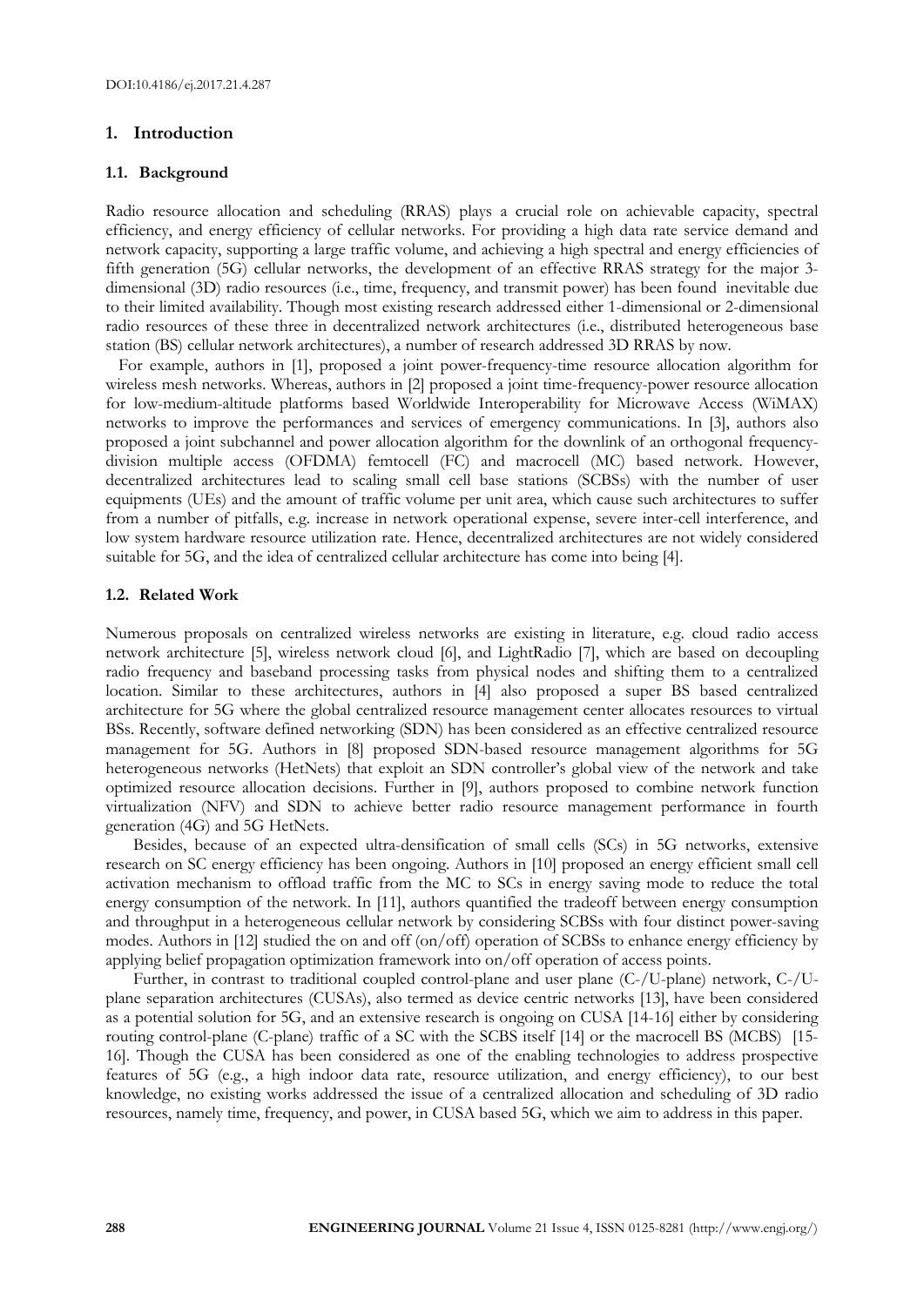## 1. Introduction

### 1.1. Background

Radio resource allocation and scheduling (RRAS) plays a crucial role on achievable capacity, spectral efficiency, and energy efficiency of cellular networks. For providing a high data rate service demand and network capacity, supporting a large traffic volume, and achieving a high spectral and energy efficiencies of fifth generation (5G) cellular networks, the development of an effective RRAS strategy for the major 3-dimensional (3D) radio resources (i.e., time, frequency, and transmit power) has been found inevitable due to their limited availability. Though most existing research addressed either 1-dimensional or 2-dimensional radio resources of these three in decentralized network architectures (i.e., distributed heterogeneous base station (BS) cellular network architectures), a number of research addressed 3D RRAS by now.

For example, authors in [1], proposed a joint power-frequency-time resource allocation algorithm for wireless mesh networks. Whereas, authors in [2] proposed a joint time-frequency-power resource allocation for low-medium-altitude platforms based Worldwide Interoperability for Microwave Access (WiMAX) networks to improve the performances and services of emergency communications. In [3], authors also proposed a joint subchannel and power allocation algorithm for the downlink of an orthogonal frequency-division multiple access (OFDMA) femtocell (FC) and macrocell (MC) based network. However, decentralized architectures lead to scaling small cell base stations (SCBSs) with the number of user equipments (UEs) and the amount of traffic volume per unit area, which cause such architectures to suffer from a number of pitfalls, e.g. increase in network operational expense, severe inter-cell interference, and low system hardware resource utilization rate. Hence, decentralized architectures are not widely considered suitable for 5G, and the idea of centralized cellular architecture has come into being [4].

### 1.2. Related Work

Numerous proposals on centralized wireless networks are existing in literature, e.g. cloud radio access network architecture [5], wireless network cloud [6], and LightRadio [7], which are based on decoupling radio frequency and baseband processing tasks from physical nodes and shifting them to a centralized location. Similar to these architectures, authors in [4] also proposed a super BS based centralized architecture for 5G where the global centralized resource management center allocates resources to virtual BSs. Recently, software defined networking (SDN) has been considered as an effective centralized resource management for 5G. Authors in [8] proposed SDN-based resource management algorithms for 5G heterogeneous networks (HetNets) that exploit an SDN controller's global view of the network and take optimized resource allocation decisions. Further in [9], authors proposed to combine network function virtualization (NFV) and SDN to achieve better radio resource management performance in fourth generation (4G) and 5G HetNets.

Besides, because of an expected ultra-densification of small cells (SCs) in 5G networks, extensive research on SC energy efficiency has been ongoing. Authors in [10] proposed an energy efficient small cell activation mechanism to offload traffic from the MC to SCs in energy saving mode to reduce the total energy consumption of the network. In [11], authors quantified the tradeoff between energy consumption and throughput in a heterogeneous cellular network by considering SCBSs with four distinct power-saving modes. Authors in [12] studied the on and off (on/off) operation of SCBSs to enhance energy efficiency by applying belief propagation optimization framework into on/off operation of access points.

Further, in contrast to traditional coupled control-plane and user plane (C-/U-plane) network, C-/U-plane separation architectures (CUSAs), also termed as device centric networks [13], have been considered as a potential solution for 5G, and an extensive research is ongoing on CUSA [14-16] either by considering routing control-plane (C-plane) traffic of a SC with the SCBS itself [14] or the macrocell BS (MCBS) [15-16]. Though the CUSA has been considered as one of the enabling technologies to address prospective features of 5G (e.g., a high indoor data rate, resource utilization, and energy efficiency), to our best knowledge, no existing works addressed the issue of a centralized allocation and scheduling of 3D radio resources, namely time, frequency, and power, in CUSA based 5G, which we aim to address in this paper.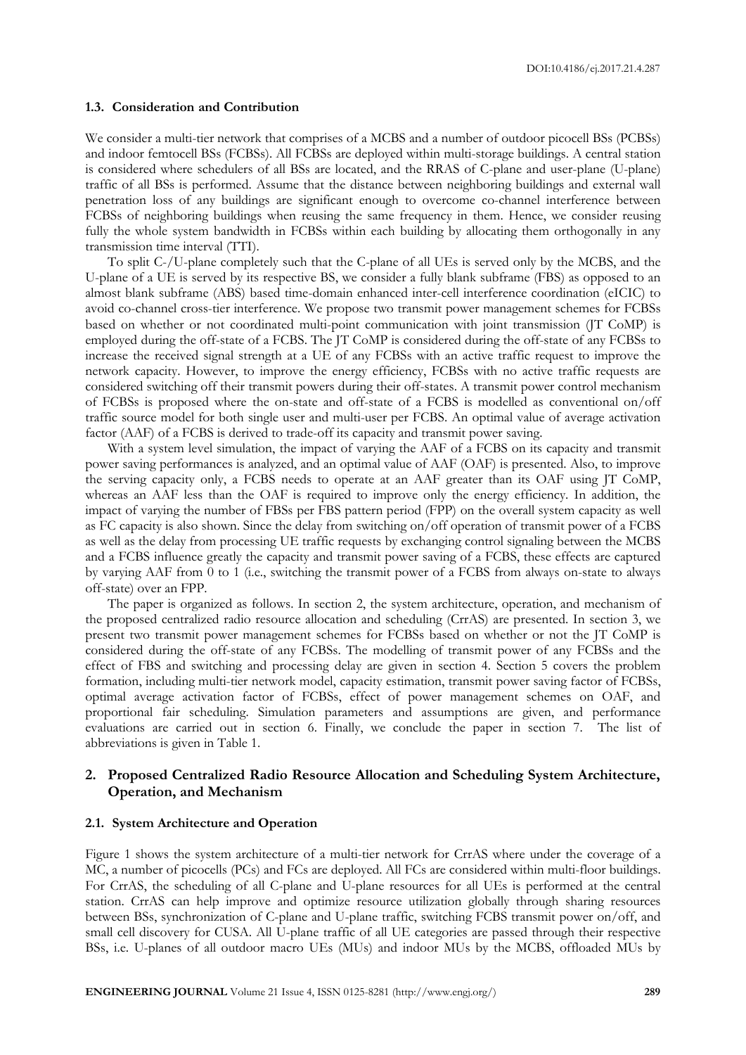### 1.3. Consideration and Contribution

We consider a multi-tier network that comprises of a MCBS and a number of outdoor picocell BSs (PCBSs) and indoor femtocell BSs (FCBSs). All FCBSs are deployed within multi-storage buildings. A central station is considered where schedulers of all BSs are located, and the RRAS of C-plane and user-plane (U-plane) traffic of all BSs is performed. Assume that the distance between neighboring buildings and external wall penetration loss of any buildings are significant enough to overcome co-channel interference between FCBSs of neighboring buildings when reusing the same frequency in them. Hence, we consider reusing fully the whole system bandwidth in FCBSs within each building by allocating them orthogonally in any transmission time interval (TTI).

To split C-/U-plane completely such that the C-plane of all UEs is served only by the MCBS, and the U-plane of a UE is served by its respective BS, we consider a fully blank subframe (FBS) as opposed to an almost blank subframe (ABS) based time-domain enhanced inter-cell interference coordination (eICIC) to avoid co-channel cross-tier interference. We propose two transmit power management schemes for FCBSs based on whether or not coordinated multi-point communication with joint transmission (JT CoMP) is employed during the off-state of a FCBS. The JT CoMP is considered during the off-state of any FCBSs to increase the received signal strength at a UE of any FCBSs with an active traffic request to improve the network capacity. However, to improve the energy efficiency, FCBSs with no active traffic requests are considered switching off their transmit powers during their off-states. A transmit power control mechanism of FCBSs is proposed where the on-state and off-state of a FCBS is modelled as conventional on/off traffic source model for both single user and multi-user per FCBS. An optimal value of average activation factor (AAF) of a FCBS is derived to trade-off its capacity and transmit power saving.

With a system level simulation, the impact of varying the AAF of a FCBS on its capacity and transmit power saving performances is analyzed, and an optimal value of AAF (OAF) is presented. Also, to improve the serving capacity only, a FCBS needs to operate at an AAF greater than its OAF using JT CoMP, whereas an AAF less than the OAF is required to improve only the energy efficiency. In addition, the impact of varying the number of FBSs per FBS pattern period (FPP) on the overall system capacity as well as FC capacity is also shown. Since the delay from switching on/off operation of transmit power of a FCBS as well as the delay from processing UE traffic requests by exchanging control signaling between the MCBS and a FCBS influence greatly the capacity and transmit power saving of a FCBS, these effects are captured by varying AAF from 0 to 1 (i.e., switching the transmit power of a FCBS from always on-state to always off-state) over an FPP.

The paper is organized as follows. In section 2, the system architecture, operation, and mechanism of the proposed centralized radio resource allocation and scheduling (CrrAS) are presented. In section 3, we present two transmit power management schemes for FCBSs based on whether or not the JT CoMP is considered during the off-state of any FCBSs. The modelling of transmit power of any FCBSs and the effect of FBS and switching and processing delay are given in section 4. Section 5 covers the problem formation, including multi-tier network model, capacity estimation, transmit power saving factor of FCBSs, optimal average activation factor of FCBSs, effect of power management schemes on OAF, and proportional fair scheduling. Simulation parameters and assumptions are given, and performance evaluations are carried out in section 6. Finally, we conclude the paper in section 7. The list of abbreviations is given in Table 1.

## 2. Proposed Centralized Radio Resource Allocation and Scheduling System Architecture, Operation, and Mechanism

### 2.1. System Architecture and Operation

Figure 1 shows the system architecture of a multi-tier network for CrrAS where under the coverage of a MC, a number of picocells (PCs) and FCs are deployed. All FCs are considered within multi-floor buildings. For CrrAS, the scheduling of all C-plane and U-plane resources for all UEs is performed at the central station. CrrAS can help improve and optimize resource utilization globally through sharing resources between BSs, synchronization of C-plane and U-plane traffic, switching FCBS transmit power on/off, and small cell discovery for CUSA. All U-plane traffic of all UE categories are passed through their respective BSs, i.e. U-planes of all outdoor macro UEs (MUs) and indoor MUs by the MCBS, offloaded MUs by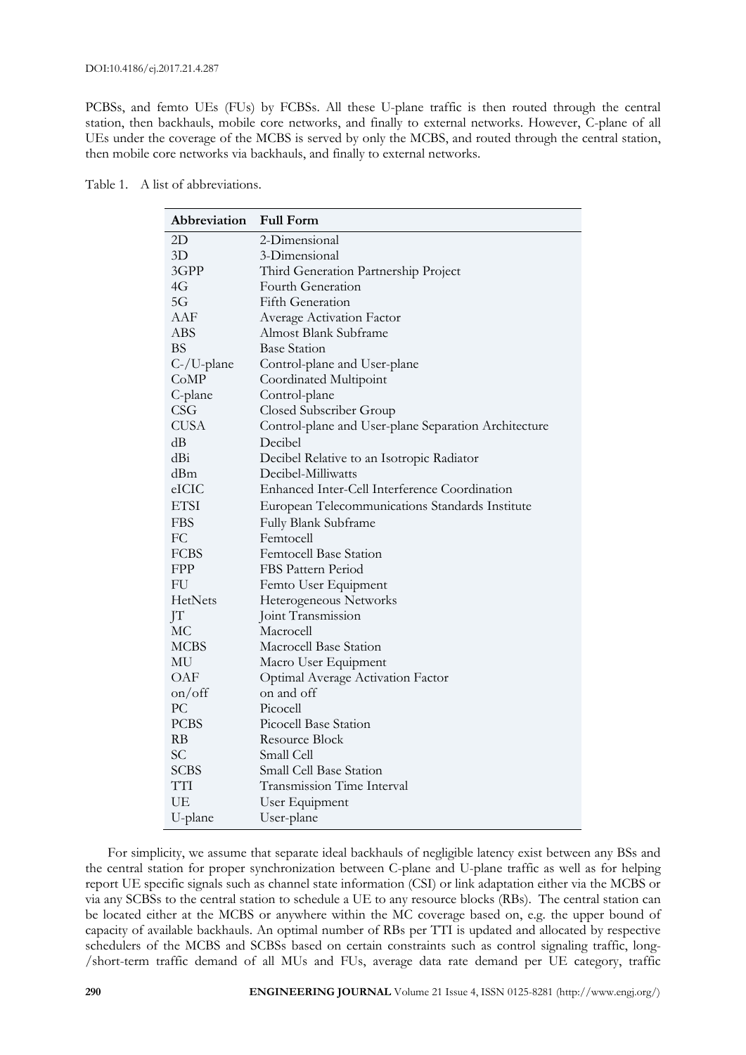PCBSs, and femto UEs (FUs) by FCBSs. All these U-plane traffic is then routed through the central station, then backhauls, mobile core networks, and finally to external networks. However, C-plane of all UEs under the coverage of the MCBS is served by only the MCBS, and routed through the central station, then mobile core networks via backhauls, and finally to external networks.

Table 1. A list of abbreviations.

| Abbreviation | Full Form |
|---|---|
| 2D | 2-Dimensional |
| 3D | 3-Dimensional |
| 3GPP | Third Generation Partnership Project |
| 4G | Fourth Generation |
| 5G | Fifth Generation |
| AAF | Average Activation Factor |
| ABS | Almost Blank Subframe |
| BS | Base Station |
| C-/U-plane | Control-plane and User-plane |
| CoMP | Coordinated Multipoint |
| C-plane | Control-plane |
| CSG | Closed Subscriber Group |
| CUSA | Control-plane and User-plane Separation Architecture |
| dB | Decibel |
| dBi | Decibel Relative to an Isotropic Radiator |
| dBm | Decibel-Milliwatts |
| eICIC | Enhanced Inter-Cell Interference Coordination |
| ETSI | European Telecommunications Standards Institute |
| FBS | Fully Blank Subframe |
| FC | Femtocell |
| FCBS | Femtocell Base Station |
| FPP | FBS Pattern Period |
| FU | Femto User Equipment |
| HetNets | Heterogeneous Networks |
| JT | Joint Transmission |
| MC | Macrocell |
| MCBS | Macrocell Base Station |
| MU | Macro User Equipment |
| OAF | Optimal Average Activation Factor |
| on/off | on and off |
| PC | Picocell |
| PCBS | Picocell Base Station |
| RB | Resource Block |
| SC | Small Cell |
| SCBS | Small Cell Base Station |
| TTI | Transmission Time Interval |
| UE | User Equipment |
| U-plane | User-plane |

For simplicity, we assume that separate ideal backhauls of negligible latency exist between any BSs and the central station for proper synchronization between C-plane and U-plane traffic as well as for helping report UE specific signals such as channel state information (CSI) or link adaptation either via the MCBS or via any SCBSs to the central station to schedule a UE to any resource blocks (RBs). The central station can be located either at the MCBS or anywhere within the MC coverage based on, e.g. the upper bound of capacity of available backhauls. An optimal number of RBs per TTI is updated and allocated by respective schedulers of the MCBS and SCBSs based on certain constraints such as control signaling traffic, long-/short-term traffic demand of all MUs and FUs, average data rate demand per UE category, traffic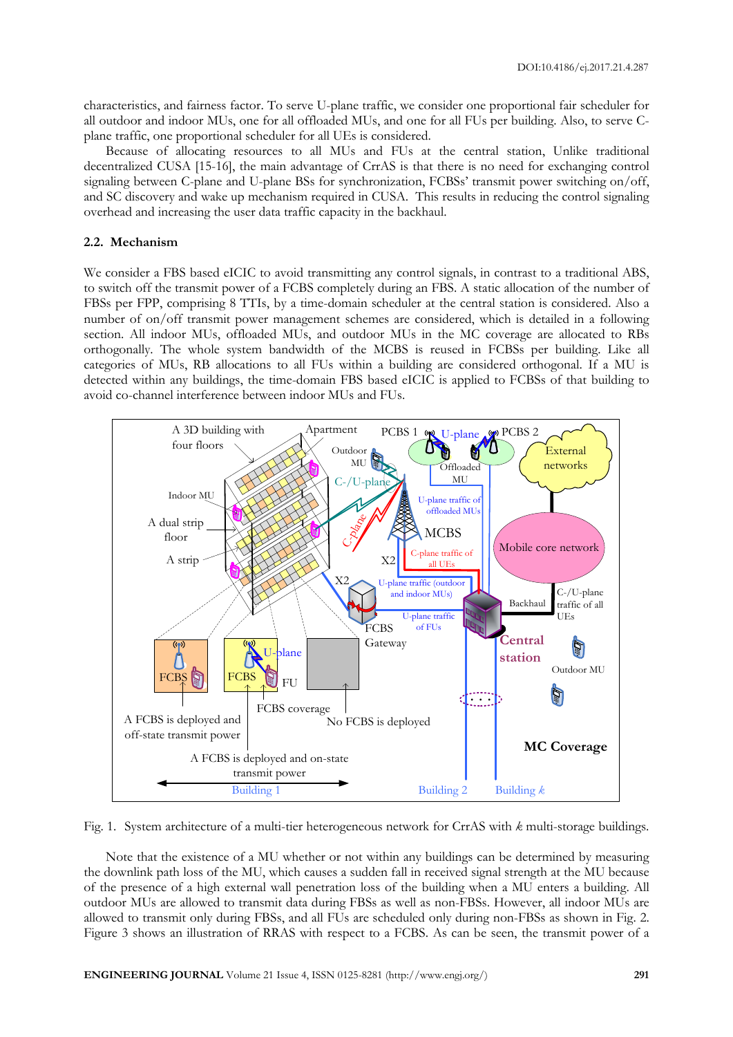characteristics, and fairness factor. To serve U-plane traffic, we consider one proportional fair scheduler for all outdoor and indoor MUs, one for all offloaded MUs, and one for all FUs per building. Also, to serve C-plane traffic, one proportional scheduler for all UEs is considered.

Because of allocating resources to all MUs and FUs at the central station, Unlike traditional decentralized CUSA [15-16], the main advantage of CrrAS is that there is no need for exchanging control signaling between C-plane and U-plane BSs for synchronization, FCBSs' transmit power switching on/off, and SC discovery and wake up mechanism required in CUSA. This results in reducing the control signaling overhead and increasing the user data traffic capacity in the backhaul.

### 2.2. Mechanism

We consider a FBS based eICIC to avoid transmitting any control signals, in contrast to a traditional ABS, to switch off the transmit power of a FCBS completely during an FBS. A static allocation of the number of FBSs per FPP, comprising 8 TTIs, by a time-domain scheduler at the central station is considered. Also a number of on/off transmit power management schemes are considered, which is detailed in a following section. All indoor MUs, offloaded MUs, and outdoor MUs in the MC coverage are allocated to RBs orthogonally. The whole system bandwidth of the MCBS is reused in FCBSs per building. Like all categories of MUs, RB allocations to all FUs within a building are considered orthogonal. If a MU is detected within any buildings, the time-domain FBS based eICIC is applied to FCBSs of that building to avoid co-channel interference between indoor MUs and FUs.

Fig. 1. System architecture of a multi-tier heterogeneous network for CrrAS with $k$ multi-storage buildings.

Note that the existence of a MU whether or not within any buildings can be determined by measuring the downlink path loss of the MU, which causes a sudden fall in received signal strength at the MU because of the presence of a high external wall penetration loss of the building when a MU enters a building. All outdoor MUs are allowed to transmit data during FBSs as well as non-FBSs. However, all indoor MUs are allowed to transmit only during FBSs, and all FUs are scheduled only during non-FBSs as shown in Fig. 2. Figure 3 shows an illustration of RRAS with respect to a FCBS. As can be seen, the transmit power of a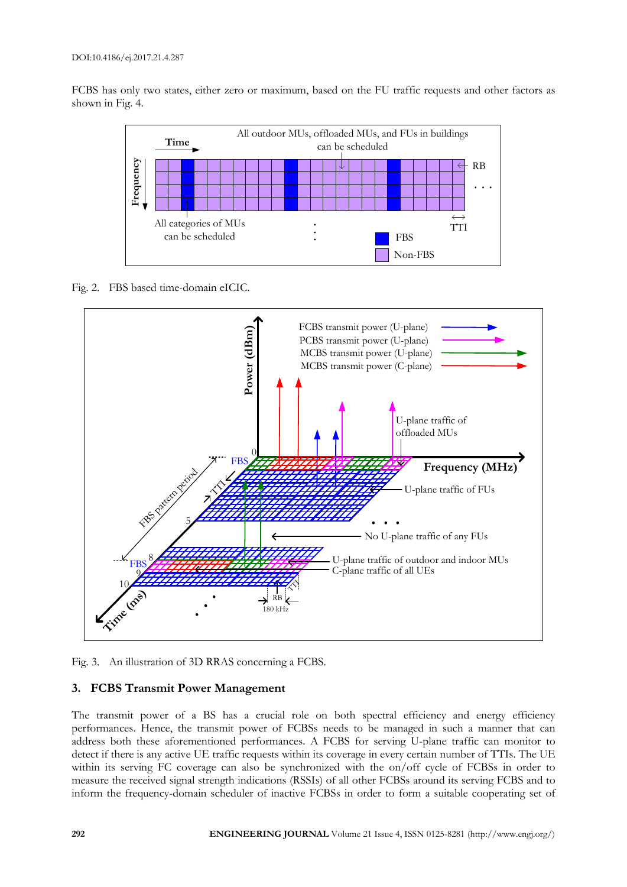FCBS has only two states, either zero or maximum, based on the FU traffic requests and other factors as shown in Fig. 4.

Fig. 2. FBS based time-domain eICIC.

Fig. 3. An illustration of 3D RRAS concerning a FCBS.

## 3. FCBS Transmit Power Management

The transmit power of a BS has a crucial role on both spectral efficiency and energy efficiency performances. Hence, the transmit power of FCBSs needs to be managed in such a manner that can address both these aforementioned performances. A FCBS for serving U-plane traffic can monitor to detect if there is any active UE traffic requests within its coverage in every certain number of TTIs. The UE within its serving FC coverage can also be synchronized with the on/off cycle of FCBSs in order to measure the received signal strength indications (RSSIs) of all other FCBSs around its serving FCBS and to inform the frequency-domain scheduler of inactive FCBSs in order to form a suitable cooperating set of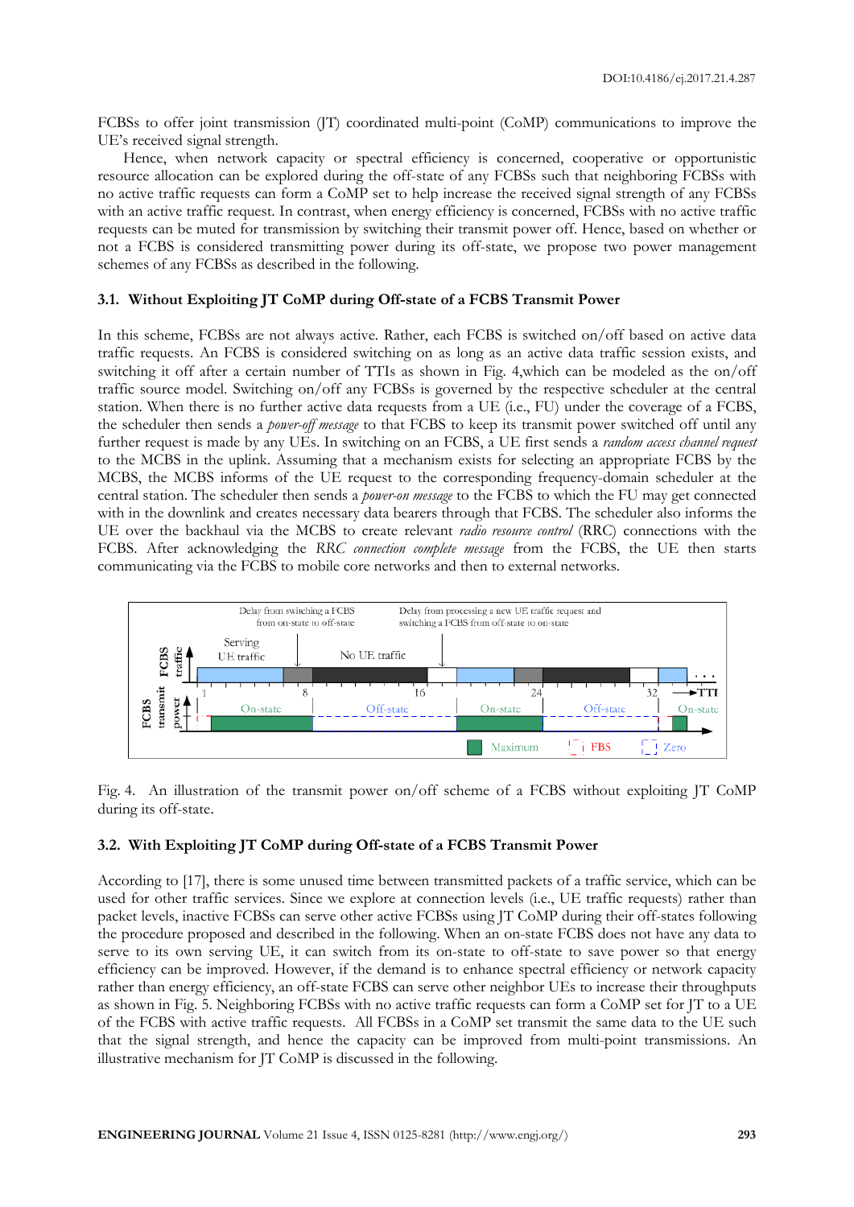FCBSs to offer joint transmission (JT) coordinated multi-point (CoMP) communications to improve the UE's received signal strength.

Hence, when network capacity or spectral efficiency is concerned, cooperative or opportunistic resource allocation can be explored during the off-state of any FCBSs such that neighboring FCBSs with no active traffic requests can form a CoMP set to help increase the received signal strength of any FCBSs with an active traffic request. In contrast, when energy efficiency is concerned, FCBSs with no active traffic requests can be muted for transmission by switching their transmit power off. Hence, based on whether or not a FCBS is considered transmitting power during its off-state, we propose two power management schemes of any FCBSs as described in the following.

### 3.1. Without Exploiting JT CoMP during Off-state of a FCBS Transmit Power

In this scheme, FCBSs are not always active. Rather, each FCBS is switched on/off based on active data traffic requests. An FCBS is considered switching on as long as an active data traffic session exists, and switching it off after a certain number of TTIs as shown in Fig. 4,which can be modeled as the on/off traffic source model. Switching on/off any FCBSs is governed by the respective scheduler at the central station. When there is no further active data requests from a UE (i.e., FU) under the coverage of a FCBS, the scheduler then sends a *power-off message* to that FCBS to keep its transmit power switched off until any further request is made by any UEs. In switching on an FCBS, a UE first sends a *random access channel request* to the MCBS in the uplink. Assuming that a mechanism exists for selecting an appropriate FCBS by the MCBS, the MCBS informs of the UE request to the corresponding frequency-domain scheduler at the central station. The scheduler then sends a *power-on message* to the FCBS to which the FU may get connected with in the downlink and creates necessary data bearers through that FCBS. The scheduler also informs the UE over the backhaul via the MCBS to create relevant *radio resource control* (RRC) connections with the FCBS. After acknowledging the *RRC connection complete message* from the FCBS, the UE then starts communicating via the FCBS to mobile core networks and then to external networks.

Fig. 4. An illustration of the transmit power on/off scheme of a FCBS without exploiting JT CoMP during its off-state.

### 3.2. With Exploiting JT CoMP during Off-state of a FCBS Transmit Power

According to [17], there is some unused time between transmitted packets of a traffic service, which can be used for other traffic services. Since we explore at connection levels (i.e., UE traffic requests) rather than packet levels, inactive FCBSs can serve other active FCBSs using JT CoMP during their off-states following the procedure proposed and described in the following. When an on-state FCBS does not have any data to serve to its own serving UE, it can switch from its on-state to off-state to save power so that energy efficiency can be improved. However, if the demand is to enhance spectral efficiency or network capacity rather than energy efficiency, an off-state FCBS can serve other neighbor UEs to increase their throughputs as shown in Fig. 5. Neighboring FCBSs with no active traffic requests can form a CoMP set for JT to a UE of the FCBS with active traffic requests. All FCBSs in a CoMP set transmit the same data to the UE such that the signal strength, and hence the capacity can be improved from multi-point transmissions. An illustrative mechanism for JT CoMP is discussed in the following.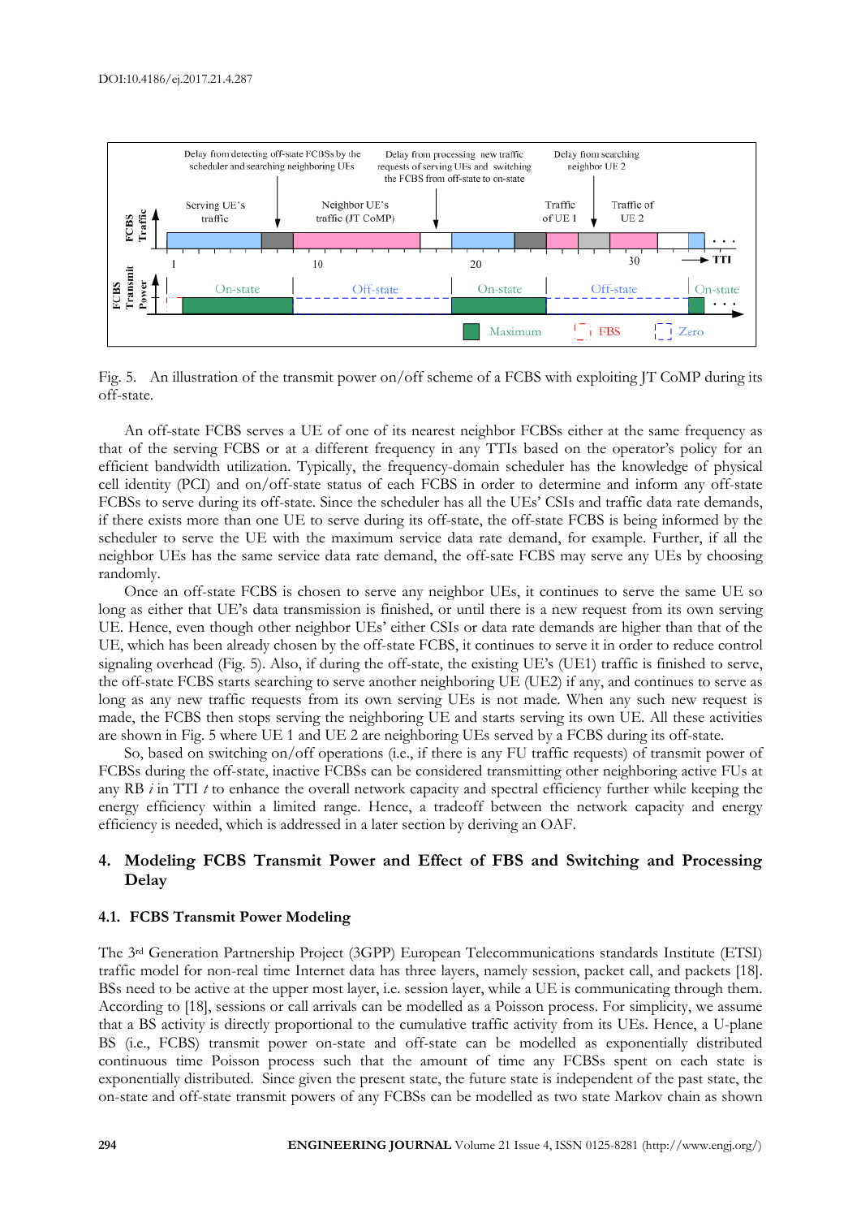Fig. 5. An illustration of the transmit power on/off scheme of a FCBS with exploiting JT CoMP during its off-state.

An off-state FCBS serves a UE of one of its nearest neighbor FCBSs either at the same frequency as that of the serving FCBS or at a different frequency in any TTIs based on the operator's policy for an efficient bandwidth utilization. Typically, the frequency-domain scheduler has the knowledge of physical cell identity (PCI) and on/off-state status of each FCBS in order to determine and inform any off-state FCBSs to serve during its off-state. Since the scheduler has all the UEs' CSIs and traffic data rate demands, if there exists more than one UE to serve during its off-state, the off-state FCBS is being informed by the scheduler to serve the UE with the maximum service data rate demand, for example. Further, if all the neighbor UEs has the same service data rate demand, the off-sate FCBS may serve any UEs by choosing randomly.

Once an off-state FCBS is chosen to serve any neighbor UEs, it continues to serve the same UE so long as either that UE's data transmission is finished, or until there is a new request from its own serving UE. Hence, even though other neighbor UEs' either CSIs or data rate demands are higher than that of the UE, which has been already chosen by the off-state FCBS, it continues to serve it in order to reduce control signaling overhead (Fig. 5). Also, if during the off-state, the existing UE's (UE1) traffic is finished to serve, the off-state FCBS starts searching to serve another neighboring UE (UE2) if any, and continues to serve as long as any new traffic requests from its own serving UEs is not made. When any such new request is made, the FCBS then stops serving the neighboring UE and starts serving its own UE. All these activities are shown in Fig. 5 where UE 1 and UE 2 are neighboring UEs served by a FCBS during its off-state.

So, based on switching on/off operations (i.e., if there is any FU traffic requests) of transmit power of FCBSs during the off-state, inactive FCBSs can be considered transmitting other neighboring active FUs at any RB $i$ in TTI $t$ to enhance the overall network capacity and spectral efficiency further while keeping the energy efficiency within a limited range. Hence, a tradeoff between the network capacity and energy efficiency is needed, which is addressed in a later section by deriving an OAF.

## 4. Modeling FCBS Transmit Power and Effect of FBS and Switching and Processing Delay

### 4.1. FCBS Transmit Power Modeling

The 3rd Generation Partnership Project (3GPP) European Telecommunications standards Institute (ETSI) traffic model for non-real time Internet data has three layers, namely session, packet call, and packets [18]. BSs need to be active at the upper most layer, i.e. session layer, while a UE is communicating through them. According to [18], sessions or call arrivals can be modelled as a Poisson process. For simplicity, we assume that a BS activity is directly proportional to the cumulative traffic activity from its UEs. Hence, a U-plane BS (i.e., FCBS) transmit power on-state and off-state can be modelled as exponentially distributed continuous time Poisson process such that the amount of time any FCBSs spent on each state is exponentially distributed. Since given the present state, the future state is independent of the past state, the on-state and off-state transmit powers of any FCBSs can be modelled as two state Markov chain as shown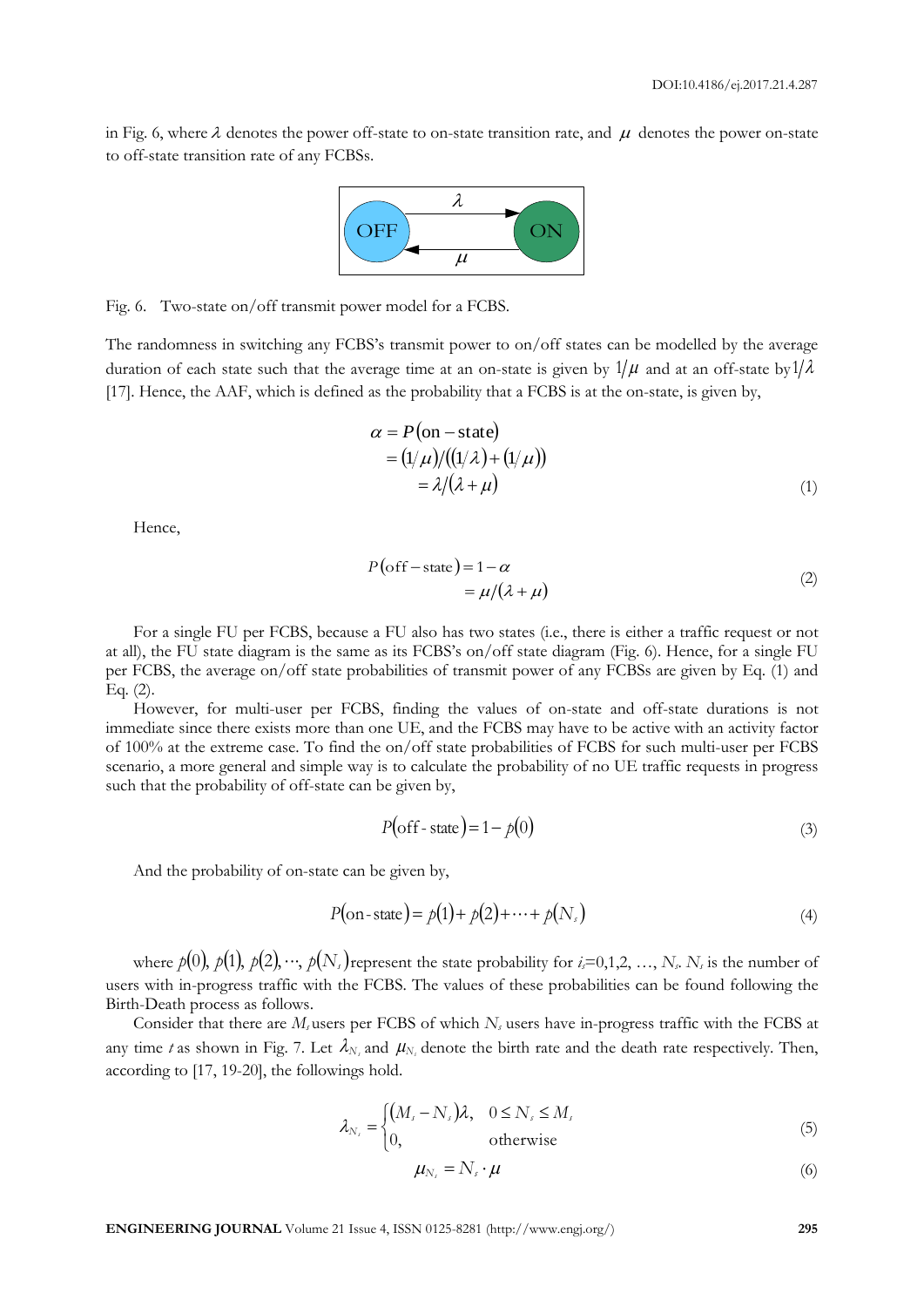in Fig. 6, where $\lambda$ denotes the power off-state to on-state transition rate, and $\mu$ denotes the power on-state to off-state transition rate of any FCBSs.

Fig. 6. Two-state on/off transmit power model for a FCBS.

The randomness in switching any FCBS's transmit power to on/off states can be modelled by the average duration of each state such that the average time at an on-state is given by $1/\mu$ and at an off-state by $1/\lambda$ [17]. Hence, the AAF, which is defined as the probability that a FCBS is at the on-state, is given by,

$$\begin{aligned}\alpha &= P(\text{on}-\text{state}) \\ &= (1/\mu)/((1/\lambda)+(1/\mu)) \\ &= \lambda/(\lambda+\mu)\end{aligned} \tag{1}$$

Hence,

$$\begin{aligned}P(\text{off}-\text{state}) &= 1-\alpha \\ &= \mu/(\lambda+\mu)\end{aligned} \tag{2}$$

For a single FU per FCBS, because a FU also has two states (i.e., there is either a traffic request or not at all), the FU state diagram is the same as its FCBS's on/off state diagram (Fig. 6). Hence, for a single FU per FCBS, the average on/off state probabilities of transmit power of any FCBSs are given by Eq. (1) and Eq. (2).

However, for multi-user per FCBS, finding the values of on-state and off-state durations is not immediate since there exists more than one UE, and the FCBS may have to be active with an activity factor of 100% at the extreme case. To find the on/off state probabilities of FCBS for such multi-user per FCBS scenario, a more general and simple way is to calculate the probability of no UE traffic requests in progress such that the probability of off-state can be given by,

$$P(\text{off - state}) = 1 - p(0) \tag{3}$$

And the probability of on-state can be given by,

$$P(\text{on - state}) = p(1) + p(2) + \cdots + p(N_s) \tag{4}$$

where $p(0), p(1), p(2), \cdots, p(N_s)$ represent the state probability for $i_s$=0,1,2, ..., $N_s$. $N_s$ is the number of users with in-progress traffic with the FCBS. The values of these probabilities can be found following the Birth-Death process as follows.

Consider that there are $M_s$ users per FCBS of which $N_s$ users have in-progress traffic with the FCBS at any time $t$ as shown in Fig. 7. Let $\lambda_{N_s}$ and $\mu_{N_s}$ denote the birth rate and the death rate respectively. Then, according to [17, 19-20], the followings hold.

$$\lambda_{N_s} = \begin{cases}(M_s - N_s)\lambda, & 0 \le N_s \le M_s \\ 0, & \text{otherwise}\end{cases} \tag{5}$$

$$\mu_{N_s} = N_s \cdot \mu \tag{6}$$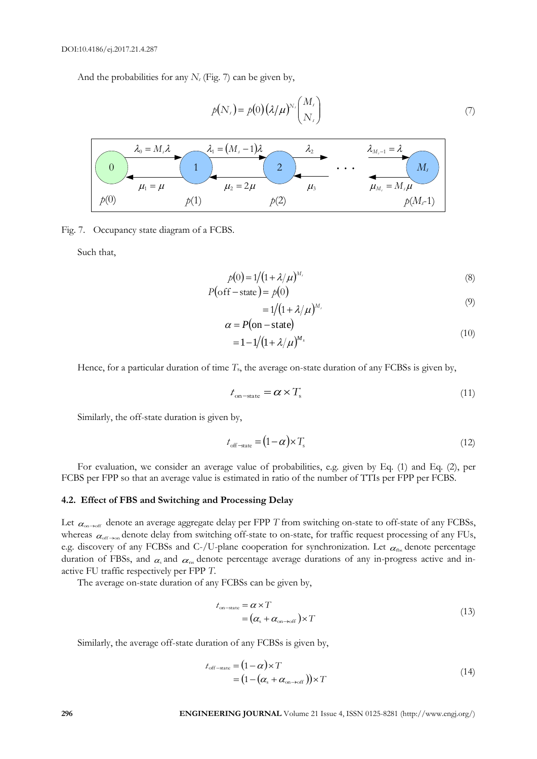And the probabilities for any $N_s$ (Fig. 7) can be given by,

$$p(N_s) = p(0)\left(\lambda/\mu\right)^{N_s}\binom{M_s}{N_s} \tag{7}$$

Fig. 7. Occupancy state diagram of a FCBS.

Such that,

$$p(0) = 1/\left(1+\lambda/\mu\right)^{M_s} \tag{8}$$

$$\begin{aligned} P(\text{off}-\text{state}) &= p(0) \\ &= 1/\left(1+\lambda/\mu\right)^{M_s} \end{aligned} \tag{9}$$

$$\begin{aligned} \alpha &= P(\text{on}-\text{state}) \\ &= 1-1/\left(1+\lambda/\mu\right)^{M_s} \end{aligned} \tag{10}$$

Hence, for a particular duration of time $T_s$, the average on-state duration of any FCBSs is given by,

$$t_{\text{on}-\text{state}} = \alpha \times T_s \tag{11}$$

Similarly, the off-state duration is given by,

$$t_{\text{off}-\text{state}} = (1-\alpha)\times T_s \tag{12}$$

For evaluation, we consider an average value of probabilities, e.g. given by Eq. (1) and Eq. (2), per FCBS per FPP so that an average value is estimated in ratio of the number of TTIs per FPP per FCBS.

### 4.2. Effect of FBS and Switching and Processing Delay

Let $\alpha_{\text{on}\to\text{off}}$ denote an average aggregate delay per FPP $T$ from switching on-state to off-state of any FCBSs, whereas $\alpha_{\text{off}\to\text{on}}$ denote delay from switching off-state to on-state, for traffic request processing of any FUs, e.g. discovery of any FCBSs and C-/U-plane cooperation for synchronization. Let $\alpha_{\text{fbs}}$ denote percentage duration of FBSs, and $\alpha_{\text{s}}$ and $\alpha_{\text{ns}}$ denote percentage average durations of any in-progress active and in-active FU traffic respectively per FPP $T$.

The average on-state duration of any FCBSs can be given by,

$$\begin{aligned} t_{\text{on}-\text{state}} &= \alpha \times T \\ &= \left(\alpha_{\text{s}} + \alpha_{\text{on}\to\text{off}}\right)\times T \end{aligned} \tag{13}$$

Similarly, the average off-state duration of any FCBSs is given by,

$$\begin{aligned} t_{\text{off}-\text{state}} &= (1-\alpha)\times T \\ &= \left(1-\left(\alpha_{\text{s}} + \alpha_{\text{on}\to\text{off}}\right)\right)\times T \end{aligned} \tag{14}$$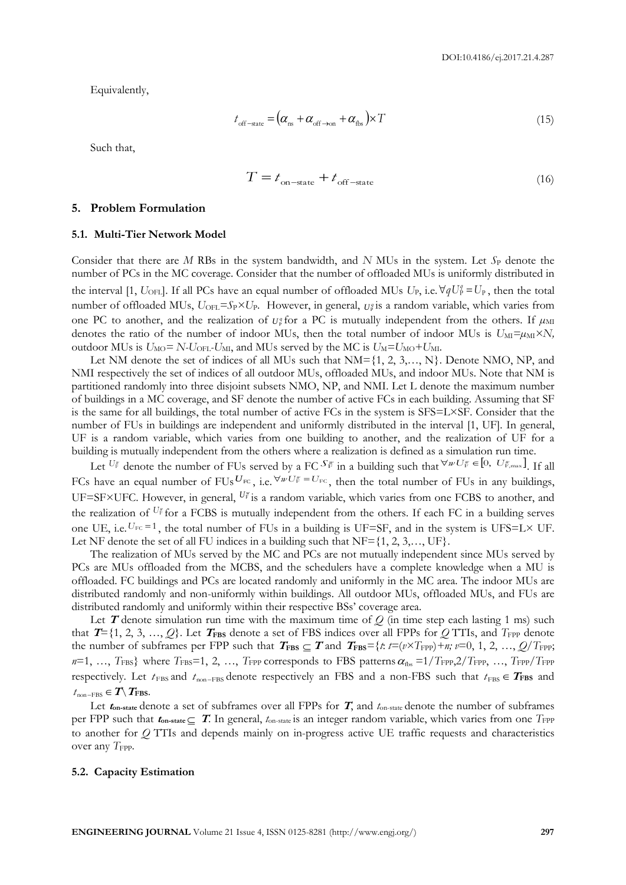Equivalently,

$$t_{\text{off-state}} = \left(\alpha_{\text{ns}} + \alpha_{\text{off}\rightarrow\text{on}} + \alpha_{\text{fbs}}\right) \times T \tag{15}$$

Such that,

$$T = t_{\text{on-state}} + t_{\text{off-state}} \tag{16}$$

## 5. Problem Formulation

### 5.1. Multi-Tier Network Model

Consider that there are $M$ RBs in the system bandwidth, and $N$ MUs in the system. Let $S_P$ denote the number of PCs in the MC coverage. Consider that the number of offloaded MUs is uniformly distributed in the interval $[1, U_{OFL}]$. If all PCs have an equal number of offloaded MUs $U_P$, i.e. $\forall q U_P^q = U_P$, then the total number of offloaded MUs, $U_{OFL}=S_P \times U_P$. However, in general, $U_P^q$ is a random variable, which varies from one PC to another, and the realization of $U_P^q$ for a PC is mutually independent from the others. If $\mu_{MI}$ denotes the ratio of the number of indoor MUs, then the total number of indoor MUs is $U_{MI}=\mu_{MI} \times N$, outdoor MUs is $U_{MO}= N-U_{OFL}-U_{MI}$, and MUs served by the MC is $U_M=U_{MO}+U_{MI}$.

Let NM denote the set of indices of all MUs such that NM={1, 2, 3,…, N}. Denote NMO, NP, and NMI respectively the set of indices of all outdoor MUs, offloaded MUs, and indoor MUs. Note that NM is partitioned randomly into three disjoint subsets NMO, NP, and NMI. Let L denote the maximum number of buildings in a MC coverage, and SF denote the number of active FCs in each building. Assuming that SF is the same for all buildings, the total number of active FCs in the system is SFS=L×SF. Consider that the number of FUs in buildings are independent and uniformly distributed in the interval [1, UF]. In general, UF is a random variable, which varies from one building to another, and the realization of UF for a building is mutually independent from the others where a realization is defined as a simulation run time.

Let $U_F^w$ denote the number of FUs served by a FC $S_F^w$ in a building such that $\forall w U_F^w \in [0,\ U_{F,\max}^w]$. If all FCs have an equal number of FUs $U_{FC}$, i.e. $\forall w U_F^w = U_{FC}$, then the total number of FUs in any buildings, UF=SF×UFC. However, in general, $U_F^w$ is a random variable, which varies from one FCBS to another, and the realization of $U_F^w$ for a FCBS is mutually independent from the others. If each FC in a building serves one UE, i.e. $U_{FC}=1$, the total number of FUs in a building is UF=SF, and in the system is UFS=L× UF. Let NF denote the set of all FU indices in a building such that NF={1, 2, 3,…, UF}.

The realization of MUs served by the MC and PCs are not mutually independent since MUs served by PCs are MUs offloaded from the MCBS, and the schedulers have a complete knowledge when a MU is offloaded. FC buildings and PCs are located randomly and uniformly in the MC area. The indoor MUs are distributed randomly and non-uniformly within buildings. All outdoor MUs, offloaded MUs, and FUs are distributed randomly and uniformly within their respective BSs' coverage area.

Let $\boldsymbol{T}$ denote simulation run time with the maximum time of $Q$ (in time step each lasting 1 ms) such that $\boldsymbol{T}=\{1, 2, 3, \ldots, Q\}$. Let $\boldsymbol{T}_{\mathbf{FBS}}$ denote a set of FBS indices over all FPPs for $Q$ TTIs, and $T_{\text{FPP}}$ denote the number of subframes per FPP such that $\boldsymbol{T}_{\mathbf{FBS}} \subseteq \boldsymbol{T}$ and $\boldsymbol{T}_{\mathbf{FBS}}=\{t: t=(v \times T_{\text{FPP}})+n;\ v=0, 1, 2, \ldots, Q/T_{\text{FPP}};\ n=1, \ldots, T_{\text{FBS}}\}$ where $T_{\text{FBS}}=1, 2, \ldots, T_{\text{FPP}}$ corresponds to FBS patterns $\alpha_{\text{fbs}} = 1/T_{\text{FPP}}, 2/T_{\text{FPP}}, \ldots, T_{\text{FPP}}/T_{\text{FPP}}$ respectively. Let $t_{\text{FBS}}$ and $t_{\text{non-FBS}}$ denote respectively an FBS and a non-FBS such that $t_{\text{FBS}} \in \boldsymbol{T}_{\mathbf{FBS}}$ and $t_{\text{non-FBS}} \in \boldsymbol{T} \setminus \boldsymbol{T}_{\mathbf{FBS}}$.

Let $\boldsymbol{t}_{\textbf{on-state}}$ denote a set of subframes over all FPPs for $\boldsymbol{T}$, and $t_{\text{on-state}}$ denote the number of subframes per FPP such that $\boldsymbol{t}_{\textbf{on-state}} \subseteq \boldsymbol{T}$. In general, $t_{\text{on-state}}$ is an integer random variable, which varies from one $T_{\text{FPP}}$ to another for $Q$ TTIs and depends mainly on in-progress active UE traffic requests and characteristics over any $T_{\text{FPP}}$.

### 5.2. Capacity Estimation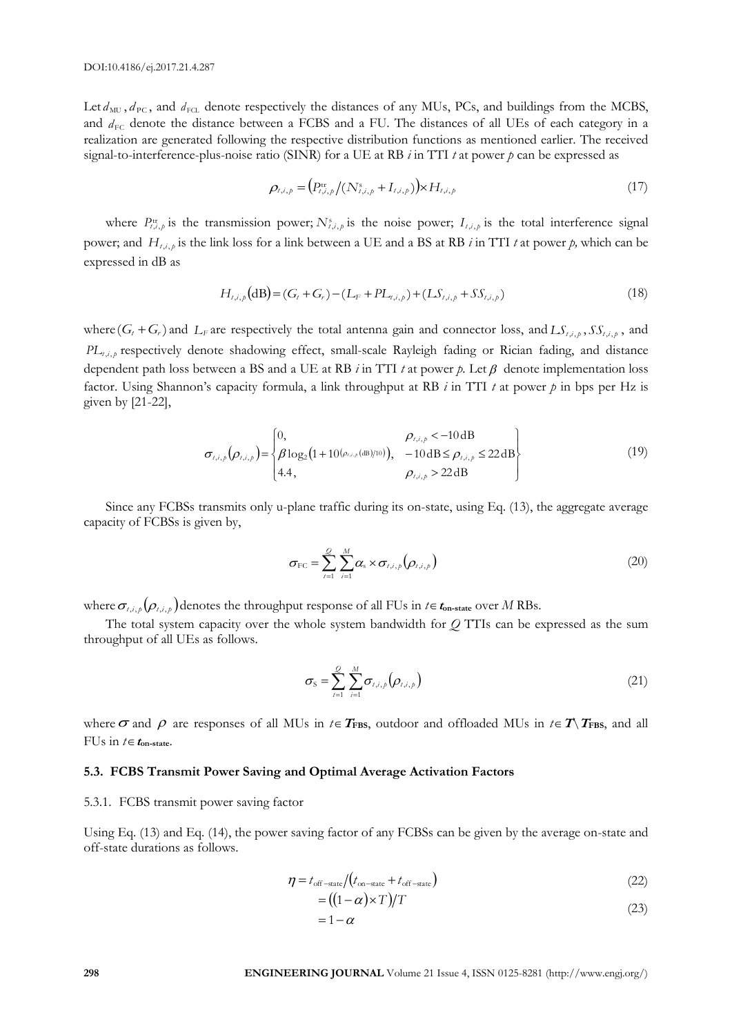Let $d_{\mathrm{MU}}$, $d_{\mathrm{PC}}$, and $d_{\mathrm{FCL}}$ denote respectively the distances of any MUs, PCs, and buildings from the MCBS, and $d_{\mathrm{FC}}$ denote the distance between a FCBS and a FU. The distances of all UEs of each category in a realization are generated following the respective distribution functions as mentioned earlier. The received signal-to-interference-plus-noise ratio (SINR) for a UE at RB $i$ in TTI $t$ at power $p$ can be expressed as

$$\rho_{t,i,p} = \left(P^{\mathrm{tr}}_{t,i,p} / (N^{\mathrm{s}}_{t,i,p} + I_{t,i,p})\right) \times H_{t,i,p} \tag{17}$$

where $P^{\mathrm{tr}}_{t,i,p}$ is the transmission power; $N^{\mathrm{s}}_{t,i,p}$ is the noise power; $I_{t,i,p}$ is the total interference signal power; and $H_{t,i,p}$ is the link loss for a link between a UE and a BS at RB $i$ in TTI $t$ at power $p$, which can be expressed in dB as

$$H_{t,i,p}(\mathrm{dB}) = (G_t + G_r) - (L_F + PL_{t,i,p}) + (LS_{t,i,p} + SS_{t,i,p}) \tag{18}$$

where $(G_t + G_r)$ and $L_F$ are respectively the total antenna gain and connector loss, and $LS_{t,i,p}$, $SS_{t,i,p}$, and $PL_{t,i,p}$ respectively denote shadowing effect, small-scale Rayleigh fading or Rician fading, and distance dependent path loss between a BS and a UE at RB $i$ in TTI $t$ at power $p$. Let $\beta$ denote implementation loss factor. Using Shannon's capacity formula, a link throughput at RB $i$ in TTI $t$ at power $p$ in bps per Hz is given by [21-22],

$$\sigma_{t,i,p}(\rho_{t,i,p}) = \begin{cases} 0, & \rho_{t,i,p} < -10\,\mathrm{dB} \\ \beta \log_2\left(1 + 10^{(\rho_{t,i,p}(\mathrm{dB})/10)}\right), & -10\,\mathrm{dB} \le \rho_{t,i,p} \le 22\,\mathrm{dB} \\ 4.4, & \rho_{t,i,p} > 22\,\mathrm{dB} \end{cases} \tag{19}$$

Since any FCBSs transmits only u-plane traffic during its on-state, using Eq. (13), the aggregate average capacity of FCBSs is given by,

$$\sigma_{\mathrm{FC}} = \sum_{t=1}^{Q} \sum_{i=1}^{M} \alpha_{\mathrm{s}} \times \sigma_{t,i,p}(\rho_{t,i,p}) \tag{20}$$

where $\sigma_{t,i,p}(\rho_{t,i,p})$ denotes the throughput response of all FUs in $t \in \boldsymbol{t}_{\mathbf{on\text{-}state}}$ over $M$ RBs.

The total system capacity over the whole system bandwidth for $Q$ TTIs can be expressed as the sum throughput of all UEs as follows.

$$\sigma_{\mathrm{S}} = \sum_{t=1}^{Q} \sum_{i=1}^{M} \sigma_{t,i,p}(\rho_{t,i,p}) \tag{21}$$

where $\sigma$ and $\rho$ are responses of all MUs in $t \in \boldsymbol{T}_{\mathbf{FBS}}$, outdoor and offloaded MUs in $t \in \boldsymbol{T} \setminus \boldsymbol{T}_{\mathbf{FBS}}$, and all FUs in $t \in \boldsymbol{t}_{\mathbf{on\text{-}state}}$.

### 5.3. FCBS Transmit Power Saving and Optimal Average Activation Factors

#### 5.3.1. FCBS transmit power saving factor

Using Eq. (13) and Eq. (14), the power saving factor of any FCBSs can be given by the average on-state and off-state durations as follows.

$$\eta = t_{\mathrm{off-state}} / (t_{\mathrm{on-state}} + t_{\mathrm{off-state}}) \tag{22}$$

$$= ((1-\alpha) \times T)/T$$
$$= 1 - \alpha \tag{23}$$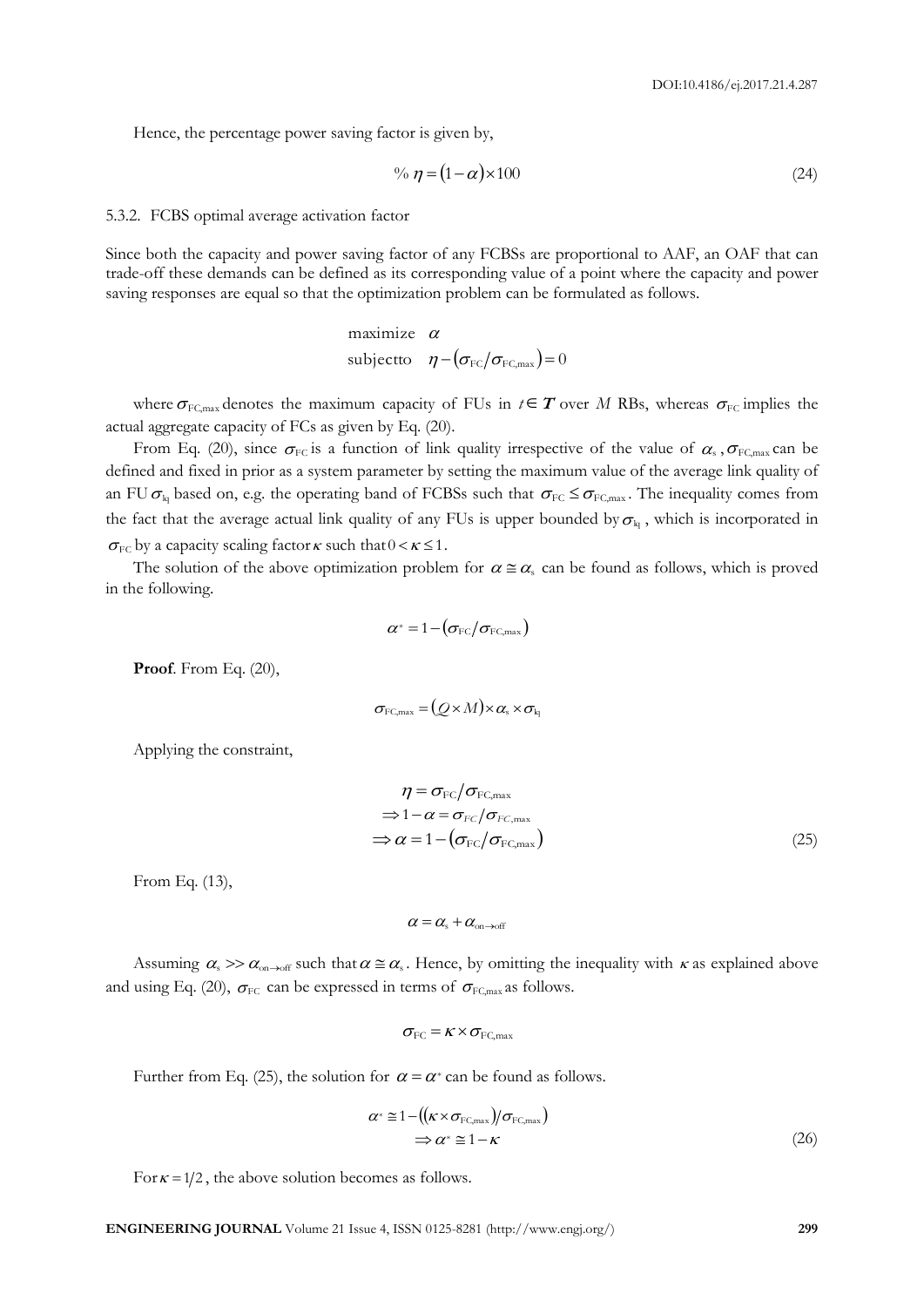Hence, the percentage power saving factor is given by,

$$\%\ \eta = (1-\alpha)\times 100 \tag{24}$$

### 5.3.2. FCBS optimal average activation factor

Since both the capacity and power saving factor of any FCBSs are proportional to AAF, an OAF that can trade-off these demands can be defined as its corresponding value of a point where the capacity and power saving responses are equal so that the optimization problem can be formulated as follows.

$$\begin{aligned} &\text{maximize} \quad \alpha \\ &\text{subjectto} \quad \eta - \left(\sigma_{\text{FC}}/\sigma_{\text{FC,max}}\right) = 0 \end{aligned}$$

where $\sigma_{\text{FC,max}}$ denotes the maximum capacity of FUs in $t \in \boldsymbol{T}$ over $M$ RBs, whereas $\sigma_{\text{FC}}$ implies the actual aggregate capacity of FCs as given by Eq. (20).

From Eq. (20), since $\sigma_{\text{FC}}$ is a function of link quality irrespective of the value of $\alpha_{\text{s}}$, $\sigma_{\text{FC,max}}$ can be defined and fixed in prior as a system parameter by setting the maximum value of the average link quality of an FU $\sigma_{\text{lq}}$ based on, e.g. the operating band of FCBSs such that $\sigma_{\text{FC}} \le \sigma_{\text{FC,max}}$. The inequality comes from the fact that the average actual link quality of any FUs is upper bounded by $\sigma_{\text{lq}}$, which is incorporated in $\sigma_{\text{FC}}$ by a capacity scaling factor $\kappa$ such that $0 < \kappa \le 1$.

The solution of the above optimization problem for $\alpha \cong \alpha_{\text{s}}$ can be found as follows, which is proved in the following.

$$\alpha^{*} = 1 - \left(\sigma_{\text{FC}}/\sigma_{\text{FC,max}}\right)$$

**Proof**. From Eq. (20),

$$\sigma_{\text{FC,max}} = (Q \times M) \times \alpha_{\text{s}} \times \sigma_{\text{lq}}$$

Applying the constraint,

$$\begin{aligned} &\eta = \sigma_{\text{FC}}/\sigma_{\text{FC,max}} \\ &\Rightarrow 1-\alpha = \sigma_{FC}/\sigma_{FC,\max} \\ &\Rightarrow \alpha = 1 - \left(\sigma_{\text{FC}}/\sigma_{\text{FC,max}}\right) \end{aligned} \tag{25}$$

From Eq. (13),

$$\alpha = \alpha_{\text{s}} + \alpha_{\text{on}\to\text{off}}$$

Assuming $\alpha_{\text{s}} >> \alpha_{\text{on}\to\text{off}}$ such that $\alpha \cong \alpha_{\text{s}}$. Hence, by omitting the inequality with $\kappa$ as explained above and using Eq. (20), $\sigma_{\text{FC}}$ can be expressed in terms of $\sigma_{\text{FC,max}}$ as follows.

$$\sigma_{\text{FC}} = \kappa \times \sigma_{\text{FC,max}}$$

Further from Eq. (25), the solution for $\alpha = \alpha^{*}$ can be found as follows.

$$\begin{aligned} &\alpha^{*} \cong 1 - \left((\kappa \times \sigma_{\text{FC,max}})/\sigma_{\text{FC,max}}\right) \\ &\Rightarrow \alpha^{*} \cong 1 - \kappa \end{aligned} \tag{26}$$

For $\kappa = 1/2$, the above solution becomes as follows.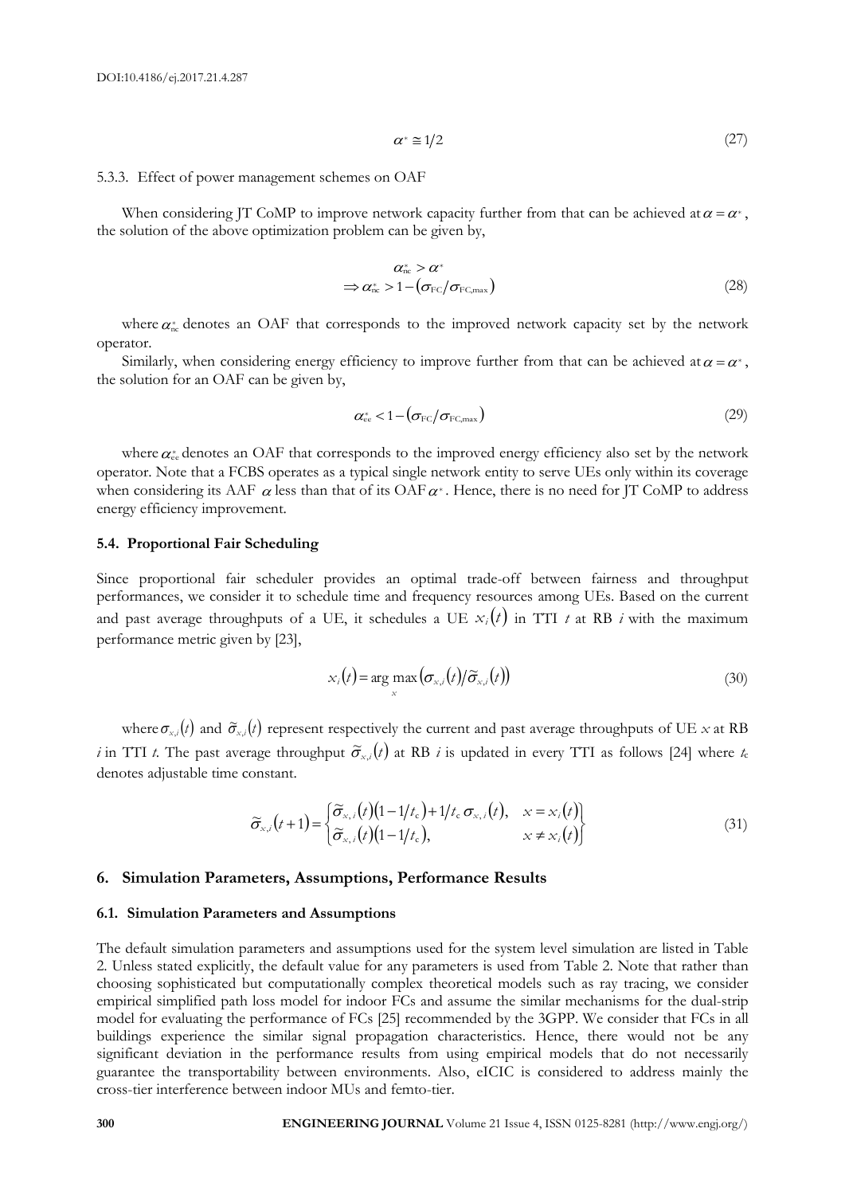$$\alpha^* \cong 1/2 \tag{27}$$

5.3.3. Effect of power management schemes on OAF

When considering JT CoMP to improve network capacity further from that can be achieved at $\alpha = \alpha^*$, the solution of the above optimization problem can be given by,

$$\begin{aligned} &\alpha^*_{\mathrm{nc}} > \alpha^* \\ \Rightarrow\ &\alpha^*_{\mathrm{nc}} > 1 - \left(\sigma_{\mathrm{FC}}/\sigma_{\mathrm{FC,max}}\right) \end{aligned} \tag{28}$$

where $\alpha^*_{\mathrm{nc}}$ denotes an OAF that corresponds to the improved network capacity set by the network operator.

Similarly, when considering energy efficiency to improve further from that can be achieved at $\alpha = \alpha^*$, the solution for an OAF can be given by,

$$\alpha^*_{\mathrm{ee}} < 1 - \left(\sigma_{\mathrm{FC}}/\sigma_{\mathrm{FC,max}}\right) \tag{29}$$

where $\alpha^*_{\mathrm{ee}}$ denotes an OAF that corresponds to the improved energy efficiency also set by the network operator. Note that a FCBS operates as a typical single network entity to serve UEs only within its coverage when considering its AAF $\alpha$ less than that of its OAF $\alpha^*$. Hence, there is no need for JT CoMP to address energy efficiency improvement.

### 5.4. Proportional Fair Scheduling

Since proportional fair scheduler provides an optimal trade-off between fairness and throughput performances, we consider it to schedule time and frequency resources among UEs. Based on the current and past average throughputs of a UE, it schedules a UE $x_i(t)$ in TTI $t$ at RB $i$ with the maximum performance metric given by [23],

$$x_i(t) = \arg\max_{x} \left(\sigma_{x,i}(t)/\tilde{\sigma}_{x,i}(t)\right) \tag{30}$$

where $\sigma_{x,i}(t)$ and $\tilde{\sigma}_{x,i}(t)$ represent respectively the current and past average throughputs of UE $x$ at RB $i$ in TTI $t$. The past average throughput $\tilde{\sigma}_{x,i}(t)$ at RB $i$ is updated in every TTI as follows [24] where $t_c$ denotes adjustable time constant.

$$\tilde{\sigma}_{x,i}(t+1) = \begin{cases} \tilde{\sigma}_{x,i}(t)\left(1 - 1/t_c\right) + 1/t_c\, \sigma_{x,i}(t), & x = x_i(t) \\ \tilde{\sigma}_{x,i}(t)\left(1 - 1/t_c\right), & x \neq x_i(t) \end{cases} \tag{31}$$

## 6. Simulation Parameters, Assumptions, Performance Results

### 6.1. Simulation Parameters and Assumptions

The default simulation parameters and assumptions used for the system level simulation are listed in Table 2. Unless stated explicitly, the default value for any parameters is used from Table 2. Note that rather than choosing sophisticated but computationally complex theoretical models such as ray tracing, we consider empirical simplified path loss model for indoor FCs and assume the similar mechanisms for the dual-strip model for evaluating the performance of FCs [25] recommended by the 3GPP. We consider that FCs in all buildings experience the similar signal propagation characteristics. Hence, there would not be any significant deviation in the performance results from using empirical models that do not necessarily guarantee the transportability between environments. Also, eICIC is considered to address mainly the cross-tier interference between indoor MUs and femto-tier.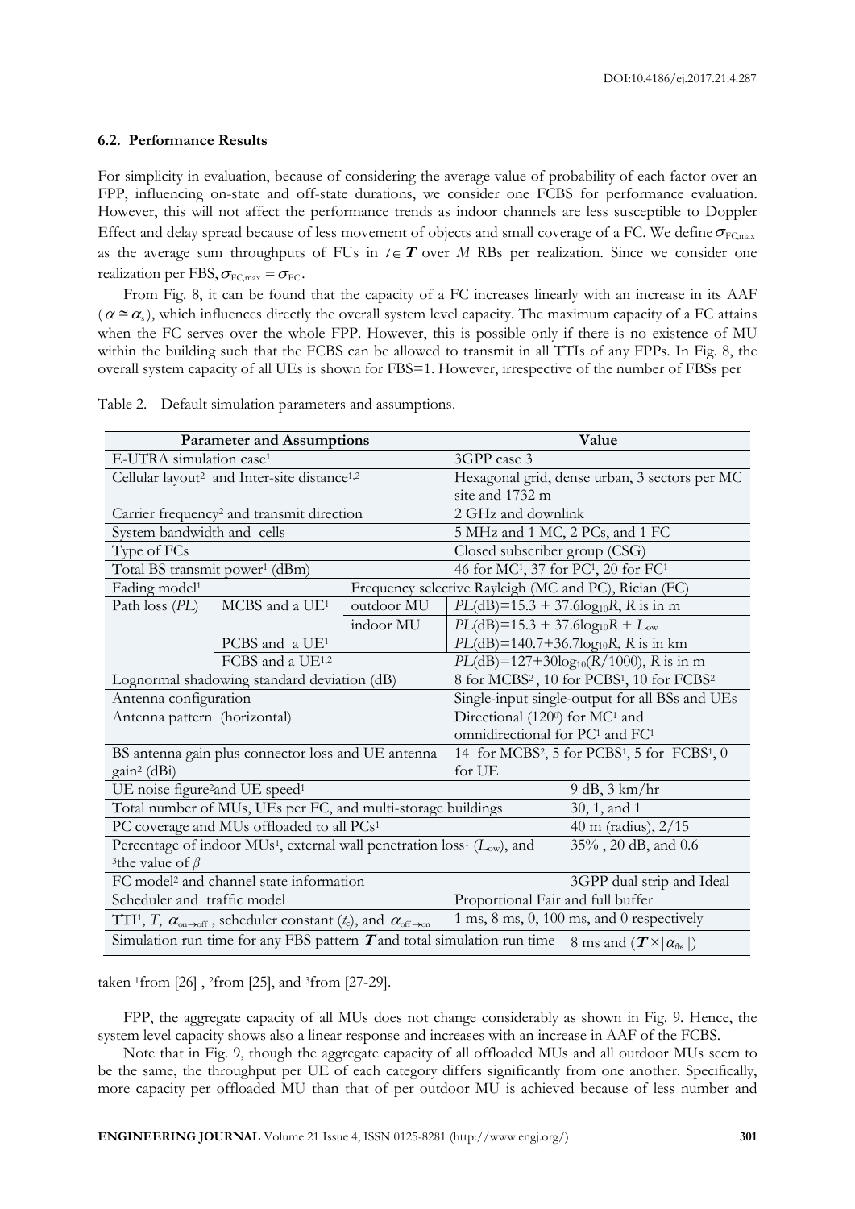### 6.2. Performance Results

For simplicity in evaluation, because of considering the average value of probability of each factor over an FPP, influencing on-state and off-state durations, we consider one FCBS for performance evaluation. However, this will not affect the performance trends as indoor channels are less susceptible to Doppler Effect and delay spread because of less movement of objects and small coverage of a FC. We define $\sigma_{\mathrm{FC,max}}$ as the average sum throughputs of FUs in $t \in \boldsymbol{T}$ over $M$ RBs per realization. Since we consider one realization per FBS, $\sigma_{\mathrm{FC,max}} = \sigma_{\mathrm{FC}}$.

From Fig. 8, it can be found that the capacity of a FC increases linearly with an increase in its AAF ($\alpha \cong \alpha_s$), which influences directly the overall system level capacity. The maximum capacity of a FC attains when the FC serves over the whole FPP. However, this is possible only if there is no existence of MU within the building such that the FCBS can be allowed to transmit in all TTIs of any FPPs. In Fig. 8, the overall system capacity of all UEs is shown for FBS=1. However, irrespective of the number of FBSs per FPP, the aggregate capacity of all MUs does not change considerably as shown in Fig. 9. Hence, the system level capacity shows also a linear response and increases with an increase in AAF of the FCBS.

Table 2. Default simulation parameters and assumptions.

| Parameter and Assumptions | | | Value |
|---|---|---|---|
| E-UTRA simulation case[1] | | | 3GPP case 3 |
| Cellular layout[2] and Inter-site distance[1,2] | | | Hexagonal grid, dense urban, 3 sectors per MC site and 1732 m |
| Carrier frequency[2] and transmit direction | | | 2 GHz and downlink |
| System bandwidth and cells | | | 5 MHz and 1 MC, 2 PCs, and 1 FC |
| Type of FCs | | | Closed subscriber group (CSG) |
| Total BS transmit power[1] (dBm) | | | 46 for MC[1], 37 for PC[1], 20 for FC[1] |
| Fading model[1] | | | Frequency selective Rayleigh (MC and PC), Rician (FC) |
| Path loss ($PL$) | MCBS and a UE[1] | outdoor MU | $PL$(dB)=15.3 + 37.6log$_{10}R$, $R$ is in m |
| | | indoor MU | $PL$(dB)=15.3 + 37.6log$_{10}R$ + $L_{ow}$ |
| | PCBS and a UE[1] | | $PL$(dB)=140.7+36.7log$_{10}R$, $R$ is in km |
| | FCBS and a UE[1,2] | | $PL$(dB)=127+30log$_{10}(R/1000)$, $R$ is in m |
| Lognormal shadowing standard deviation (dB) | | | 8 for MCBS[2], 10 for PCBS[1], 10 for FCBS[2] |
| Antenna configuration | | | Single-input single-output for all BSs and UEs |
| Antenna pattern (horizontal) | | | Directional (120$^0$) for MC[1] and omnidirectional for PC[1] and FC[1] |
| BS antenna gain plus connector loss and UE antenna gain[2] (dBi) | | | 14 for MCBS[2], 5 for PCBS[1], 5 for FCBS[1], 0 for UE |
| UE noise figure[2] and UE speed[1] | | | 9 dB, 3 km/hr |
| Total number of MUs, UEs per FC, and multi-storage buildings | | | 30, 1, and 1 |
| PC coverage and MUs offloaded to all PCs[1] | | | 40 m (radius), 2/15 |
| Percentage of indoor MUs[1], external wall penetration loss[1] ($L_{ow}$), and [3]the value of $\beta$ | | | 35% , 20 dB, and 0.6 |
| FC model[2] and channel state information | | | 3GPP dual strip and Ideal |
| Scheduler and traffic model | | | Proportional Fair and full buffer |
| TTI[1], $T$, $\alpha_{\mathrm{on}\rightarrow\mathrm{off}}$, scheduler constant ($t_c$), and $\alpha_{\mathrm{off}\rightarrow\mathrm{on}}$ | | | 1 ms, 8 ms, 0, 100 ms, and 0 respectively |
| Simulation run time for any FBS pattern $\boldsymbol{T}$ and total simulation run time | | | 8 ms and ($\boldsymbol{T} \times \lvert \alpha_{\mathrm{fbs}} \rvert$) |

taken [1]from [26] , [2]from [25], and [3]from [27-29].

Note that in Fig. 9, though the aggregate capacity of all offloaded MUs and all outdoor MUs seem to be the same, the throughput per UE of each category differs significantly from one another. Specifically, more capacity per offloaded MU than that of per outdoor MU is achieved because of less number and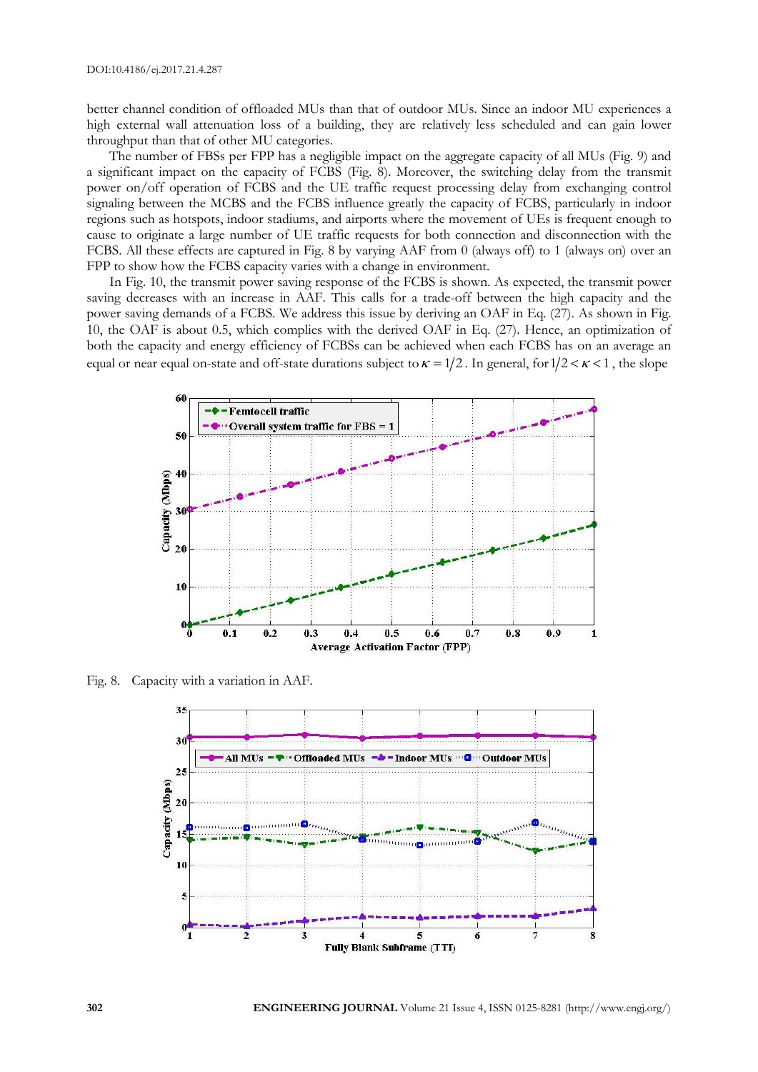better channel condition of offloaded MUs than that of outdoor MUs. Since an indoor MU experiences a high external wall attenuation loss of a building, they are relatively less scheduled and can gain lower throughput than that of other MU categories.

The number of FBSs per FPP has a negligible impact on the aggregate capacity of all MUs (Fig. 9) and a significant impact on the capacity of FCBS (Fig. 8). Moreover, the switching delay from the transmit power on/off operation of FCBS and the UE traffic request processing delay from exchanging control signaling between the MCBS and the FCBS influence greatly the capacity of FCBS, particularly in indoor regions such as hotspots, indoor stadiums, and airports where the movement of UEs is frequent enough to cause to originate a large number of UE traffic requests for both connection and disconnection with the FCBS. All these effects are captured in Fig. 8 by varying AAF from 0 (always off) to 1 (always on) over an FPP to show how the FCBS capacity varies with a change in environment.

In Fig. 10, the transmit power saving response of the FCBS is shown. As expected, the transmit power saving decreases with an increase in AAF. This calls for a trade-off between the high capacity and the power saving demands of a FCBS. We address this issue by deriving an OAF in Eq. (27). As shown in Fig. 10, the OAF is about 0.5, which complies with the derived OAF in Eq. (27). Hence, an optimization of both the capacity and energy efficiency of FCBSs can be achieved when each FCBS has on an average an equal or near equal on-state and off-state durations subject to $\kappa = 1/2$. In general, for $1/2 < \kappa < 1$, the slope

Fig. 8. Capacity with a variation in AAF.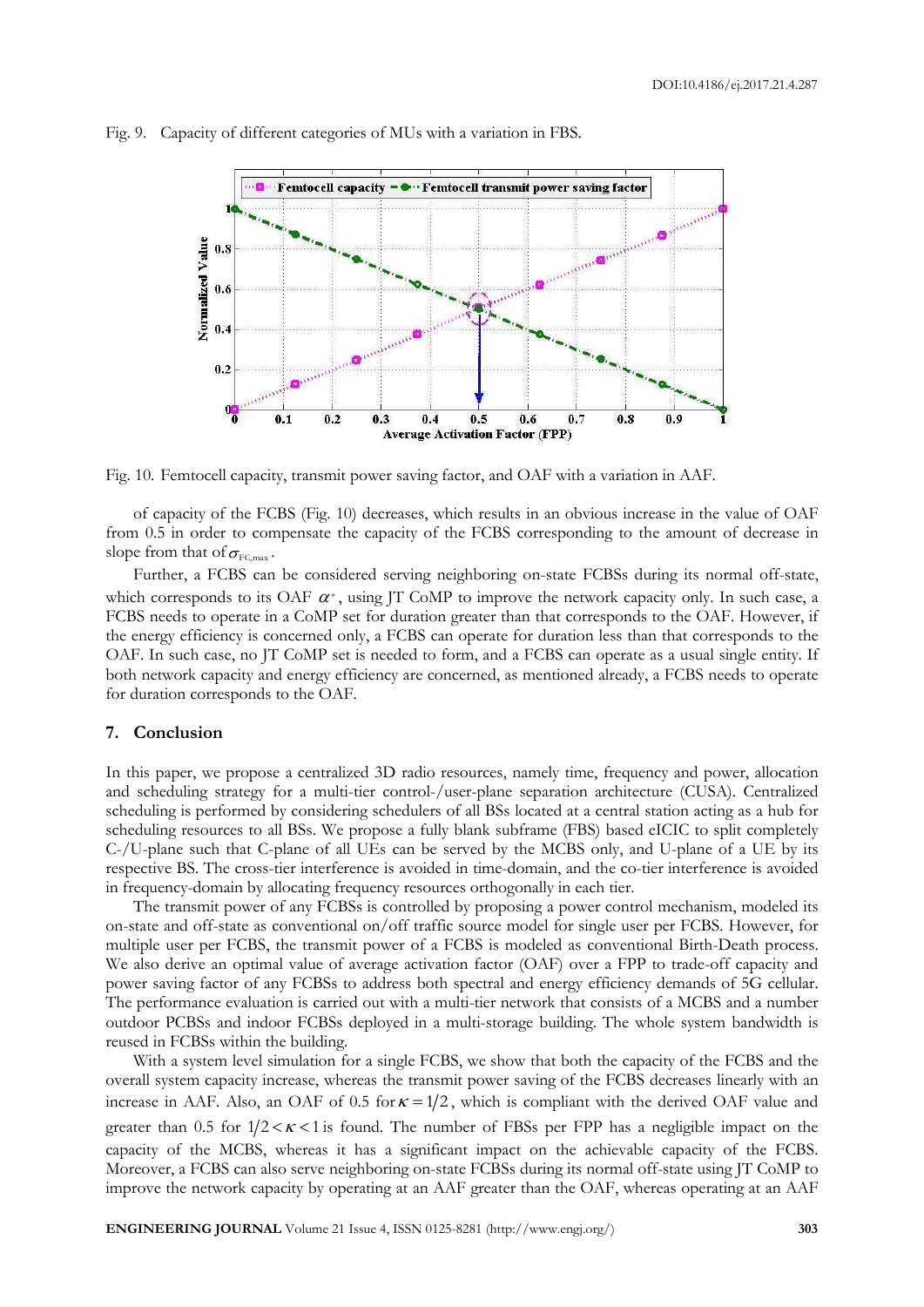Fig. 9. Capacity of different categories of MUs with a variation in FBS.

Fig. 10. Femtocell capacity, transmit power saving factor, and OAF with a variation in AAF.

of capacity of the FCBS (Fig. 10) decreases, which results in an obvious increase in the value of OAF from 0.5 in order to compensate the capacity of the FCBS corresponding to the amount of decrease in slope from that of $\sigma_{\mathrm{FC,max}}$.

Further, a FCBS can be considered serving neighboring on-state FCBSs during its normal off-state, which corresponds to its OAF $\alpha^*$, using JT CoMP to improve the network capacity only. In such case, a FCBS needs to operate in a CoMP set for duration greater than that corresponds to the OAF. However, if the energy efficiency is concerned only, a FCBS can operate for duration less than that corresponds to the OAF. In such case, no JT CoMP set is needed to form, and a FCBS can operate as a usual single entity. If both network capacity and energy efficiency are concerned, as mentioned already, a FCBS needs to operate for duration corresponds to the OAF.

## 7. Conclusion

In this paper, we propose a centralized 3D radio resources, namely time, frequency and power, allocation and scheduling strategy for a multi-tier control-/user-plane separation architecture (CUSA). Centralized scheduling is performed by considering schedulers of all BSs located at a central station acting as a hub for scheduling resources to all BSs. We propose a fully blank subframe (FBS) based eICIC to split completely C-/U-plane such that C-plane of all UEs can be served by the MCBS only, and U-plane of a UE by its respective BS. The cross-tier interference is avoided in time-domain, and the co-tier interference is avoided in frequency-domain by allocating frequency resources orthogonally in each tier.

The transmit power of any FCBSs is controlled by proposing a power control mechanism, modeled its on-state and off-state as conventional on/off traffic source model for single user per FCBS. However, for multiple user per FCBS, the transmit power of a FCBS is modeled as conventional Birth-Death process. We also derive an optimal value of average activation factor (OAF) over a FPP to trade-off capacity and power saving factor of any FCBSs to address both spectral and energy efficiency demands of 5G cellular. The performance evaluation is carried out with a multi-tier network that consists of a MCBS and a number outdoor PCBSs and indoor FCBSs deployed in a multi-storage building. The whole system bandwidth is reused in FCBSs within the building.

With a system level simulation for a single FCBS, we show that both the capacity of the FCBS and the overall system capacity increase, whereas the transmit power saving of the FCBS decreases linearly with an increase in AAF. Also, an OAF of 0.5 for $\kappa = 1/2$, which is compliant with the derived OAF value and greater than 0.5 for $1/2 < \kappa < 1$ is found. The number of FBSs per FPP has a negligible impact on the capacity of the MCBS, whereas it has a significant impact on the achievable capacity of the FCBS. Moreover, a FCBS can also serve neighboring on-state FCBSs during its normal off-state using JT CoMP to improve the network capacity by operating at an AAF greater than the OAF, whereas operating at an AAF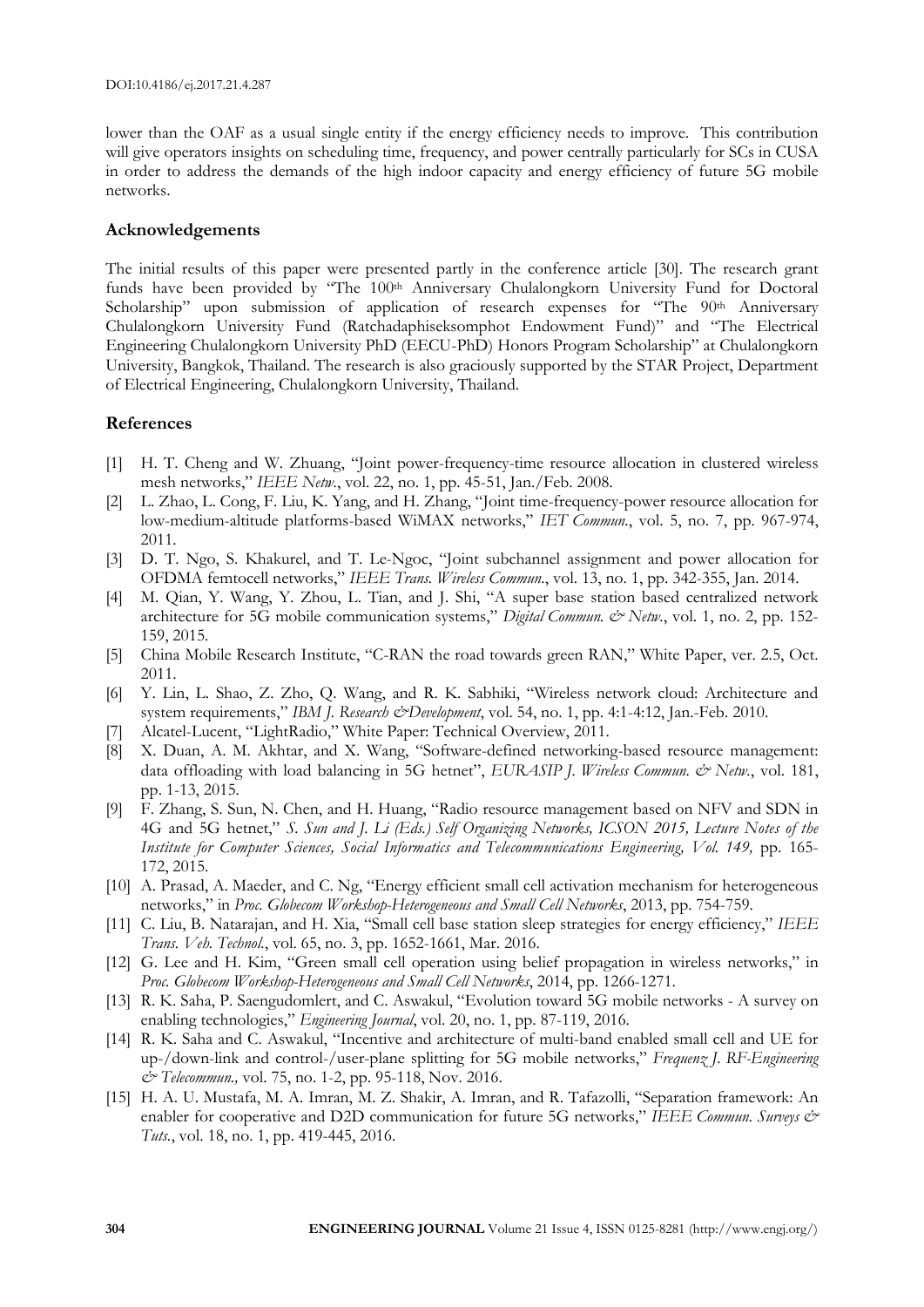lower than the OAF as a usual single entity if the energy efficiency needs to improve. This contribution will give operators insights on scheduling time, frequency, and power centrally particularly for SCs in CUSA in order to address the demands of the high indoor capacity and energy efficiency of future 5G mobile networks.

## Acknowledgements

The initial results of this paper were presented partly in the conference article [30]. The research grant funds have been provided by "The 100th Anniversary Chulalongkorn University Fund for Doctoral Scholarship" upon submission of application of research expenses for "The 90th Anniversary Chulalongkorn University Fund (Ratchadaphiseksomphot Endowment Fund)" and "The Electrical Engineering Chulalongkorn University PhD (EECU-PhD) Honors Program Scholarship" at Chulalongkorn University, Bangkok, Thailand. The research is also graciously supported by the STAR Project, Department of Electrical Engineering, Chulalongkorn University, Thailand.

## References

[1] H. T. Cheng and W. Zhuang, "Joint power-frequency-time resource allocation in clustered wireless mesh networks," *IEEE Netw.*, vol. 22, no. 1, pp. 45-51, Jan./Feb. 2008.

[2] L. Zhao, L. Cong, F. Liu, K. Yang, and H. Zhang, "Joint time-frequency-power resource allocation for low-medium-altitude platforms-based WiMAX networks," *IET Commun.*, vol. 5, no. 7, pp. 967-974, 2011.

[3] D. T. Ngo, S. Khakurel, and T. Le-Ngoc, "Joint subchannel assignment and power allocation for OFDMA femtocell networks," *IEEE Trans. Wireless Commun.*, vol. 13, no. 1, pp. 342-355, Jan. 2014.

[4] M. Qian, Y. Wang, Y. Zhou, L. Tian, and J. Shi, "A super base station based centralized network architecture for 5G mobile communication systems," *Digital Commun. & Netw.*, vol. 1, no. 2, pp. 152-159, 2015.

[5] China Mobile Research Institute, "C-RAN the road towards green RAN," White Paper, ver. 2.5, Oct. 2011.

[6] Y. Lin, L. Shao, Z. Zho, Q. Wang, and R. K. Sabhiki, "Wireless network cloud: Architecture and system requirements," *IBM J. Research &Development*, vol. 54, no. 1, pp. 4:1-4:12, Jan.-Feb. 2010.

[7] Alcatel-Lucent, "LightRadio," White Paper: Technical Overview, 2011.

[8] X. Duan, A. M. Akhtar, and X. Wang, "Software-defined networking-based resource management: data offloading with load balancing in 5G hetnet", *EURASIP J. Wireless Commun. & Netw.*, vol. 181, pp. 1-13, 2015.

[9] F. Zhang, S. Sun, N. Chen, and H. Huang, "Radio resource management based on NFV and SDN in 4G and 5G hetnet," *S. Sun and J. Li (Eds.) Self Organizing Networks, ICSON 2015, Lecture Notes of the Institute for Computer Sciences, Social Informatics and Telecommunications Engineering, Vol. 149,* pp. 165-172, 2015.

[10] A. Prasad, A. Maeder, and C. Ng, "Energy efficient small cell activation mechanism for heterogeneous networks," in *Proc. Globecom Workshop-Heterogeneous and Small Cell Networks*, 2013, pp. 754-759.

[11] C. Liu, B. Natarajan, and H. Xia, "Small cell base station sleep strategies for energy efficiency," *IEEE Trans. Veh. Technol.*, vol. 65, no. 3, pp. 1652-1661, Mar. 2016.

[12] G. Lee and H. Kim, "Green small cell operation using belief propagation in wireless networks," in *Proc. Globecom Workshop-Heterogeneous and Small Cell Networks*, 2014, pp. 1266-1271.

[13] R. K. Saha, P. Saengudomlert, and C. Aswakul, "Evolution toward 5G mobile networks - A survey on enabling technologies," *Engineering Journal*, vol. 20, no. 1, pp. 87-119, 2016.

[14] R. K. Saha and C. Aswakul, "Incentive and architecture of multi-band enabled small cell and UE for up-/down-link and control-/user-plane splitting for 5G mobile networks," *Frequenz J. RF-Engineering & Telecommun.,* vol. 75, no. 1-2, pp. 95-118, Nov. 2016.

[15] H. A. U. Mustafa, M. A. Imran, M. Z. Shakir, A. Imran, and R. Tafazolli, "Separation framework: An enabler for cooperative and D2D communication for future 5G networks," *IEEE Commun. Surveys & Tuts.*, vol. 18, no. 1, pp. 419-445, 2016.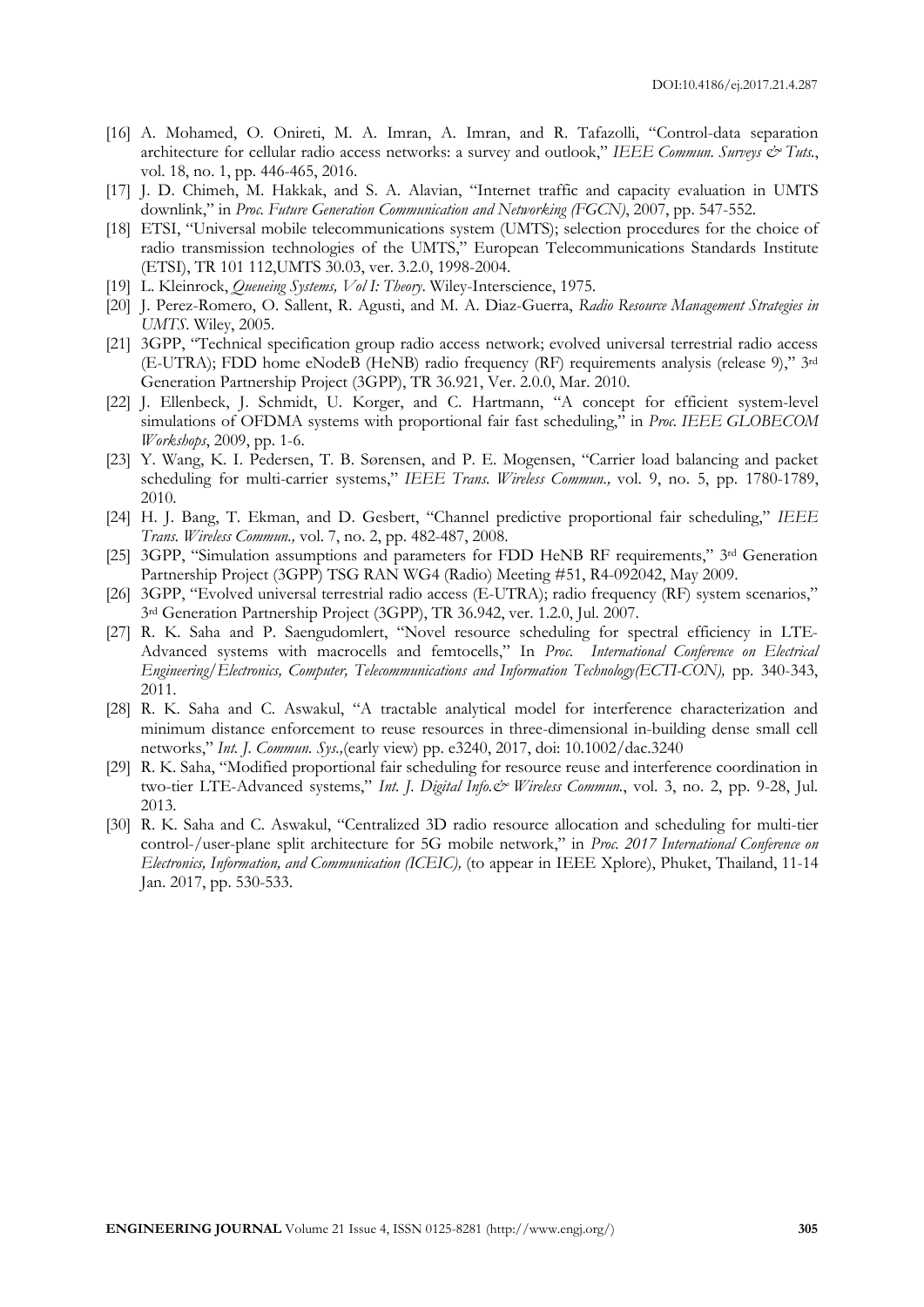[16] A. Mohamed, O. Onireti, M. A. Imran, A. Imran, and R. Tafazolli, "Control-data separation architecture for cellular radio access networks: a survey and outlook," *IEEE Commun. Surveys & Tuts.*, vol. 18, no. 1, pp. 446-465, 2016.

[17] J. D. Chimeh, M. Hakkak, and S. A. Alavian, "Internet traffic and capacity evaluation in UMTS downlink," in *Proc. Future Generation Communication and Networking (FGCN)*, 2007, pp. 547-552.

[18] ETSI, "Universal mobile telecommunications system (UMTS); selection procedures for the choice of radio transmission technologies of the UMTS," European Telecommunications Standards Institute (ETSI), TR 101 112,UMTS 30.03, ver. 3.2.0, 1998-2004.

[19] L. Kleinrock, *Queueing Systems, Vol I: Theory*. Wiley-Interscience, 1975.

[20] J. Perez-Romero, O. Sallent, R. Agusti, and M. A. Diaz-Guerra, *Radio Resource Management Strategies in UMTS*. Wiley, 2005.

[21] 3GPP, "Technical specification group radio access network; evolved universal terrestrial radio access (E-UTRA); FDD home eNodeB (HeNB) radio frequency (RF) requirements analysis (release 9)," 3rd Generation Partnership Project (3GPP), TR 36.921, Ver. 2.0.0, Mar. 2010.

[22] J. Ellenbeck, J. Schmidt, U. Korger, and C. Hartmann, "A concept for efficient system-level simulations of OFDMA systems with proportional fair fast scheduling," in *Proc. IEEE GLOBECOM Workshops*, 2009, pp. 1-6.

[23] Y. Wang, K. I. Pedersen, T. B. Sørensen, and P. E. Mogensen, "Carrier load balancing and packet scheduling for multi-carrier systems," *IEEE Trans. Wireless Commun.,* vol. 9, no. 5, pp. 1780-1789, 2010.

[24] H. J. Bang, T. Ekman, and D. Gesbert, "Channel predictive proportional fair scheduling," *IEEE Trans. Wireless Commun.,* vol. 7, no. 2, pp. 482-487, 2008.

[25] 3GPP, "Simulation assumptions and parameters for FDD HeNB RF requirements," 3rd Generation Partnership Project (3GPP) TSG RAN WG4 (Radio) Meeting #51, R4-092042, May 2009.

[26] 3GPP, "Evolved universal terrestrial radio access (E-UTRA); radio frequency (RF) system scenarios," 3rd Generation Partnership Project (3GPP), TR 36.942, ver. 1.2.0, Jul. 2007.

[27] R. K. Saha and P. Saengudomlert, "Novel resource scheduling for spectral efficiency in LTE-Advanced systems with macrocells and femtocells," In *Proc. International Conference on Electrical Engineering/Electronics, Computer, Telecommunications and Information Technology(ECTI-CON),* pp. 340-343, 2011.

[28] R. K. Saha and C. Aswakul, "A tractable analytical model for interference characterization and minimum distance enforcement to reuse resources in three-dimensional in-building dense small cell networks," *Int. J. Commun. Sys.,*(early view) pp. e3240, 2017, doi: 10.1002/dac.3240

[29] R. K. Saha, "Modified proportional fair scheduling for resource reuse and interference coordination in two-tier LTE-Advanced systems," *Int. J. Digital Info.& Wireless Commun.*, vol. 3, no. 2, pp. 9-28, Jul. 2013.

[30] R. K. Saha and C. Aswakul, "Centralized 3D radio resource allocation and scheduling for multi-tier control-/user-plane split architecture for 5G mobile network," in *Proc. 2017 International Conference on Electronics, Information, and Communication (ICEIC),* (to appear in IEEE Xplore), Phuket, Thailand, 11-14 Jan. 2017, pp. 530-533.